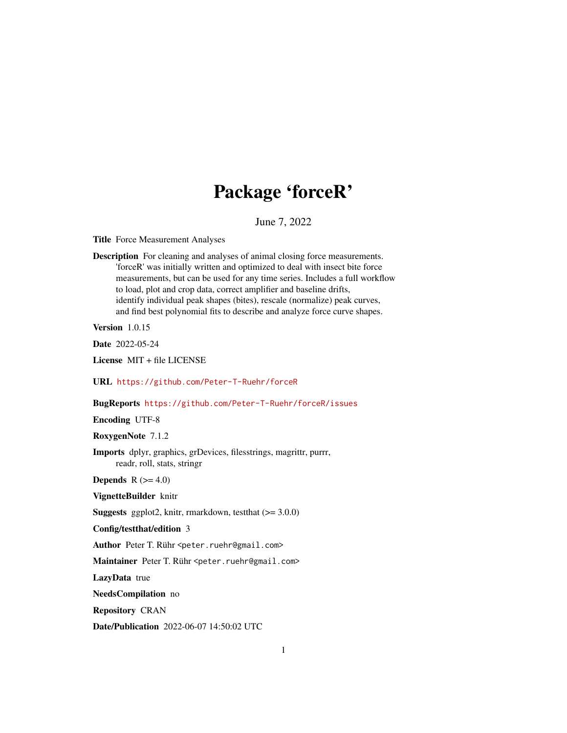# Package 'forceR'

June 7, 2022

**Title** Force Measurement Analyses

**Description** For cleaning and analyses of animal closing force measurements. 'forceR' was initially written and optimized to deal with insect bite force measurements, but can be used for any time series. Includes a full workflow to load, plot and crop data, correct amplifier and baseline drifts, identify individual peak shapes (bites), rescale (normalize) peak curves, and find best polynomial fits to describe and analyze force curve shapes.

**Version** 1.0.15

**Date** 2022-05-24

**License** MIT + file LICENSE

**URL** https://github.com/Peter-T-Ruehr/forceR

**BugReports** https://github.com/Peter-T-Ruehr/forceR/issues

**Encoding** UTF-8

**RoxygenNote** 7.1.2

**Imports** dplyr, graphics, grDevices, filesstrings, magrittr, purrr, readr, roll, stats, stringr

**Depends** R (>= 4.0)

**VignetteBuilder** knitr

**Suggests** ggplot2, knitr, rmarkdown, testthat (>= 3.0.0)

**Config/testthat/edition** 3

**Author** Peter T. Rühr <peter.ruehr@gmail.com>

**Maintainer** Peter T. Rühr <peter.ruehr@gmail.com>

**LazyData** true

**NeedsCompilation** no

**Repository** CRAN

**Date/Publication** 2022-06-07 14:50:02 UTC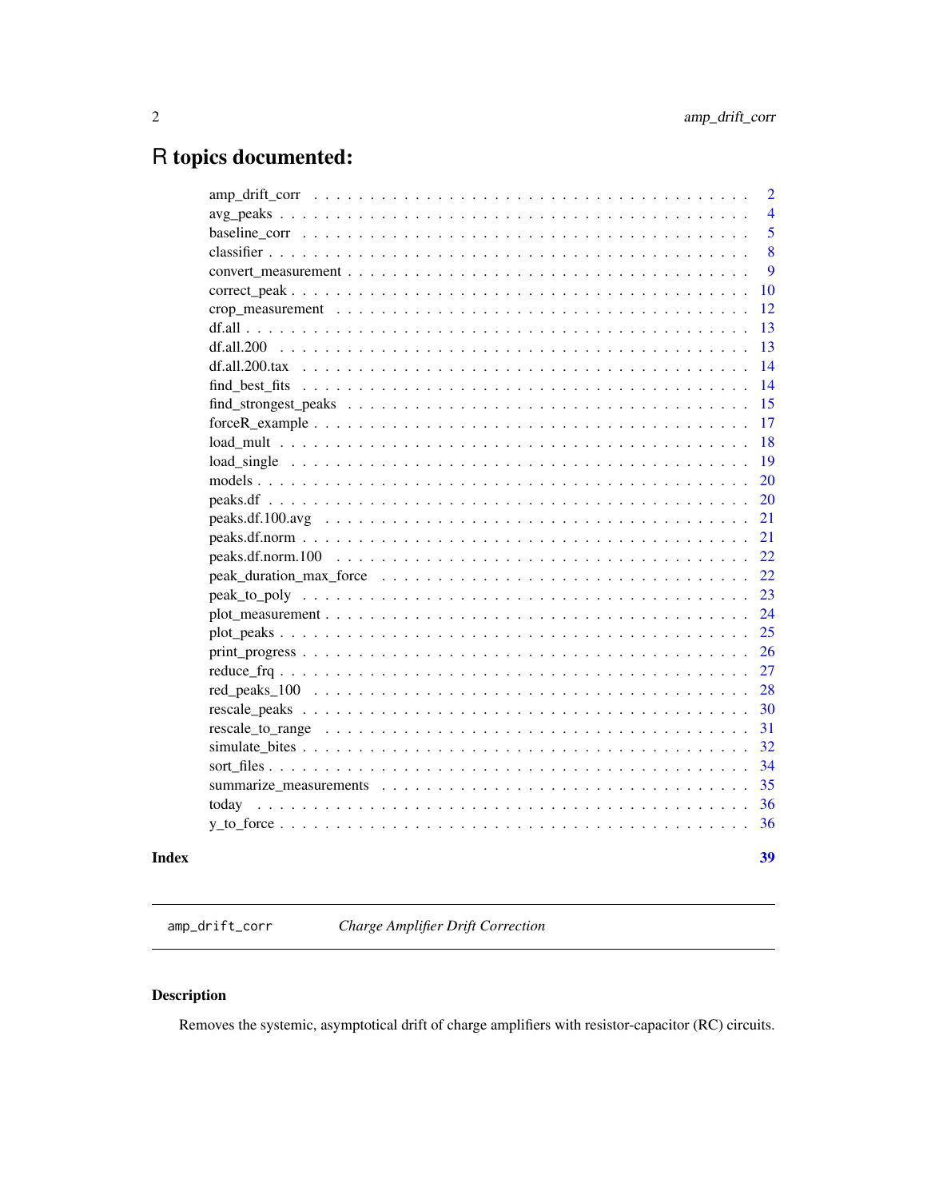# R topics documented:

| | |
|---|---|
| amp_drift_corr | 2 |
| avg_peaks | 4 |
| baseline_corr | 5 |
| classifier | 8 |
| convert_measurement | 9 |
| correct_peak | 10 |
| crop_measurement | 12 |
| df.all | 13 |
| df.all.200 | 13 |
| df.all.200.tax | 14 |
| find_best_fits | 14 |
| find_strongest_peaks | 15 |
| forceR_example | 17 |
| load_mult | 18 |
| load_single | 19 |
| models | 20 |
| peaks.df | 20 |
| peaks.df.100.avg | 21 |
| peaks.df.norm | 21 |
| peaks.df.norm.100 | 22 |
| peak_duration_max_force | 22 |
| peak_to_poly | 23 |
| plot_measurement | 24 |
| plot_peaks | 25 |
| print_progress | 26 |
| reduce_frq | 27 |
| red_peaks_100 | 28 |
| rescale_peaks | 30 |
| rescale_to_range | 31 |
| simulate_bites | 32 |
| sort_files | 34 |
| summarize_measurements | 35 |
| today | 36 |
| y_to_force | 36 |
| **Index** | **39** |

---

`amp_drift_corr` *Charge Amplifier Drift Correction*

---

## Description

Removes the systemic, asymptotical drift of charge amplifiers with resistor-capacitor (RC) circuits.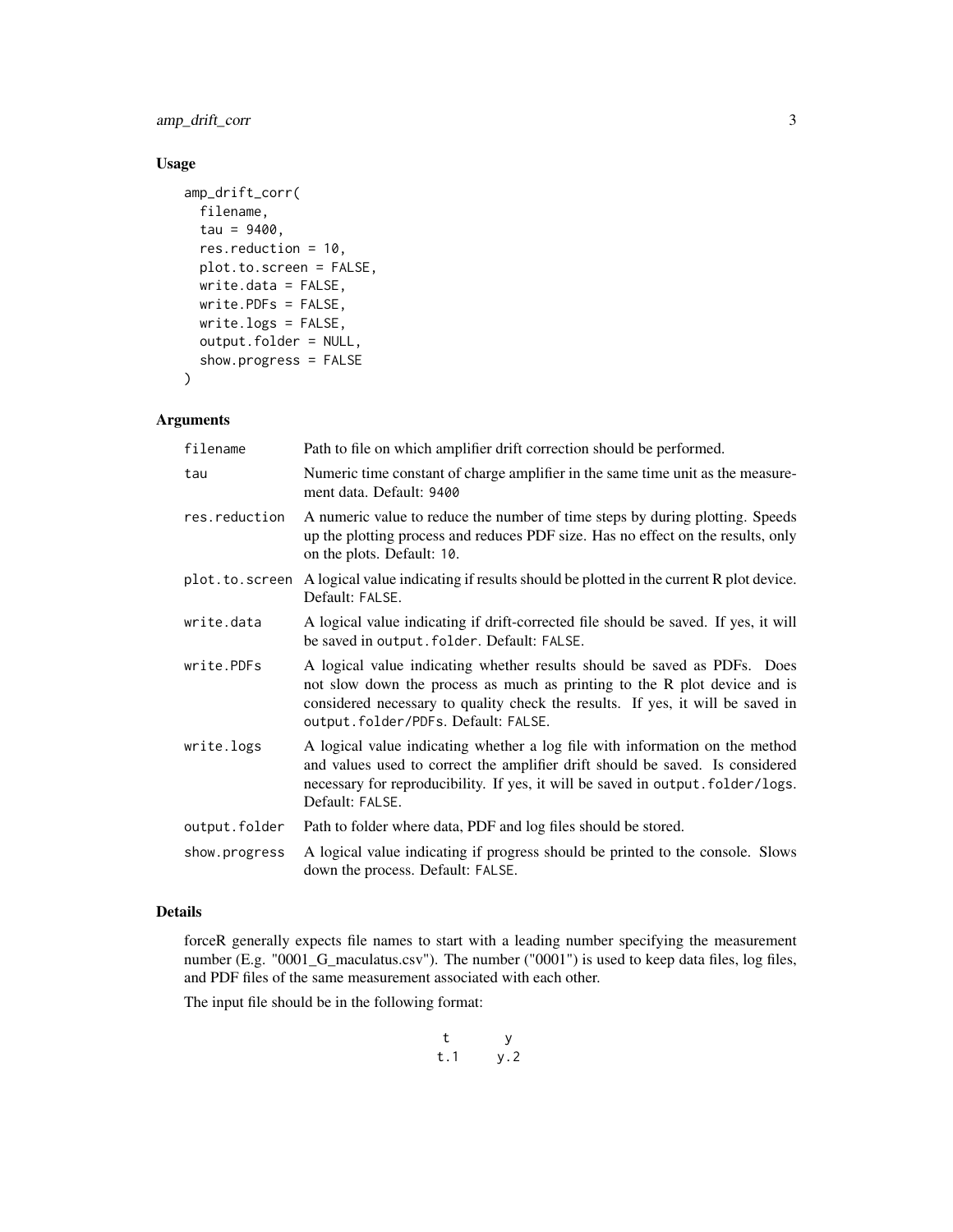## Usage

```
amp_drift_corr(
  filename,
  tau = 9400,
  res.reduction = 10,
  plot.to.screen = FALSE,
  write.data = FALSE,
  write.PDFs = FALSE,
  write.logs = FALSE,
  output.folder = NULL,
  show.progress = FALSE
)
```

## Arguments

| | |
|---|---|
| `filename` | Path to file on which amplifier drift correction should be performed. |
| `tau` | Numeric time constant of charge amplifier in the same time unit as the measurement data. Default: `9400` |
| `res.reduction` | A numeric value to reduce the number of time steps by during plotting. Speeds up the plotting process and reduces PDF size. Has no effect on the results, only on the plots. Default: `10`. |
| `plot.to.screen` | A logical value indicating if results should be plotted in the current R plot device. Default: `FALSE`. |
| `write.data` | A logical value indicating if drift-corrected file should be saved. If yes, it will be saved in `output.folder`. Default: `FALSE`. |
| `write.PDFs` | A logical value indicating whether results should be saved as PDFs. Does not slow down the process as much as printing to the R plot device and is considered necessary to quality check the results. If yes, it will be saved in `output.folder/PDFs`. Default: `FALSE`. |
| `write.logs` | A logical value indicating whether a log file with information on the method and values used to correct the amplifier drift should be saved. Is considered necessary for reproducibility. If yes, it will be saved in `output.folder/logs`. Default: `FALSE`. |
| `output.folder` | Path to folder where data, PDF and log files should be stored. |
| `show.progress` | A logical value indicating if progress should be printed to the console. Slows down the process. Default: `FALSE`. |

## Details

forceR generally expects file names to start with a leading number specifying the measurement number (E.g. "0001_G_maculatus.csv"). The number ("0001") is used to keep data files, log files, and PDF files of the same measurement associated with each other.

The input file should be in the following format:

| t | y |
|---|---|
| t.1 | y.2 |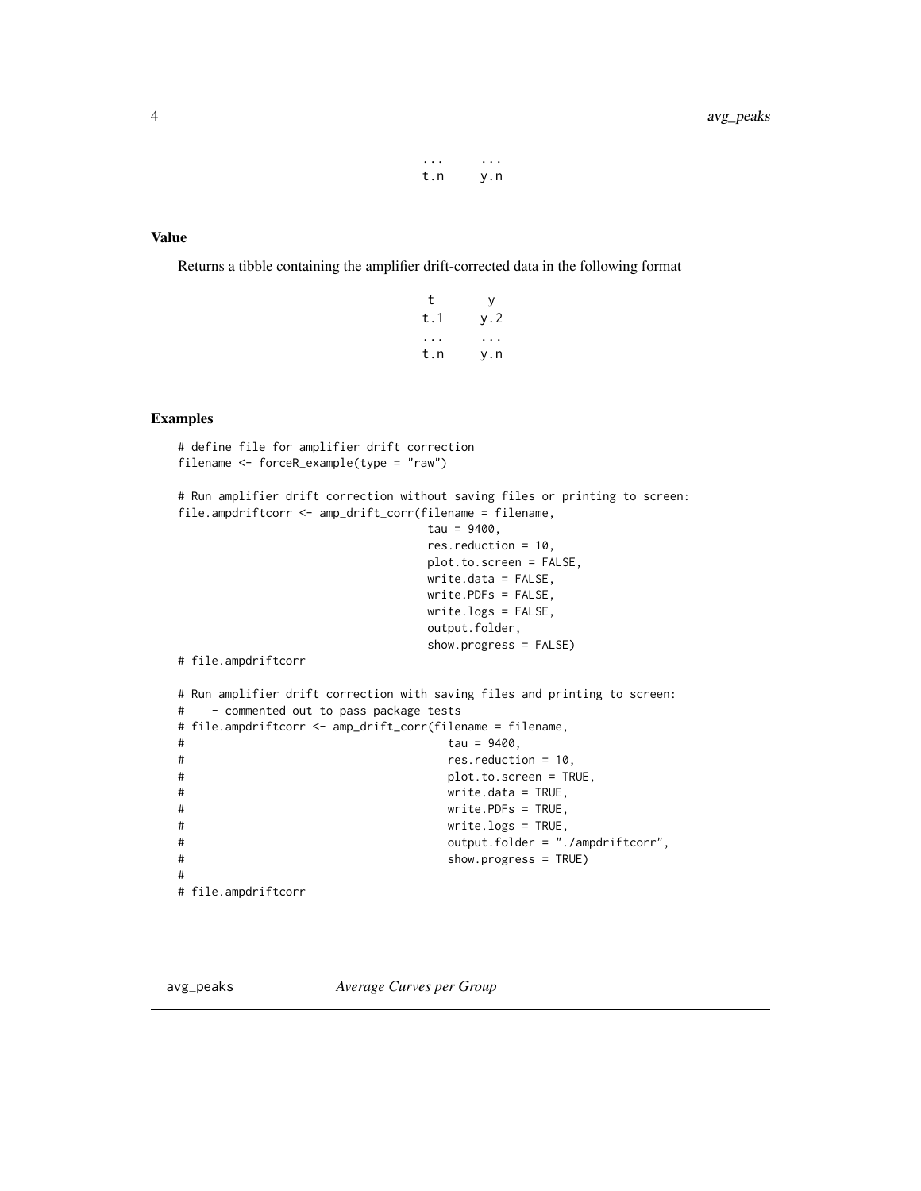```
...    ...
t.n    y.n
```

### Value

Returns a tibble containing the amplifier drift-corrected data in the following format

```
 t      y
t.1    y.2
...    ...
t.n    y.n
```

### Examples

```
# define file for amplifier drift correction
filename <- forceR_example(type = "raw")

# Run amplifier drift correction without saving files or printing to screen:
file.ampdriftcorr <- amp_drift_corr(filename = filename,
                                    tau = 9400,
                                    res.reduction = 10,
                                    plot.to.screen = FALSE,
                                    write.data = FALSE,
                                    write.PDFs = FALSE,
                                    write.logs = FALSE,
                                    output.folder,
                                    show.progress = FALSE)
# file.ampdriftcorr

# Run amplifier drift correction with saving files and printing to screen:
#    - commented out to pass package tests
# file.ampdriftcorr <- amp_drift_corr(filename = filename,
#                                     tau = 9400,
#                                     res.reduction = 10,
#                                     plot.to.screen = TRUE,
#                                     write.data = TRUE,
#                                     write.PDFs = TRUE,
#                                     write.logs = TRUE,
#                                     output.folder = "./ampdriftcorr",
#                                     show.progress = TRUE)
#
# file.ampdriftcorr
```

## avg_peaks    *Average Curves per Group*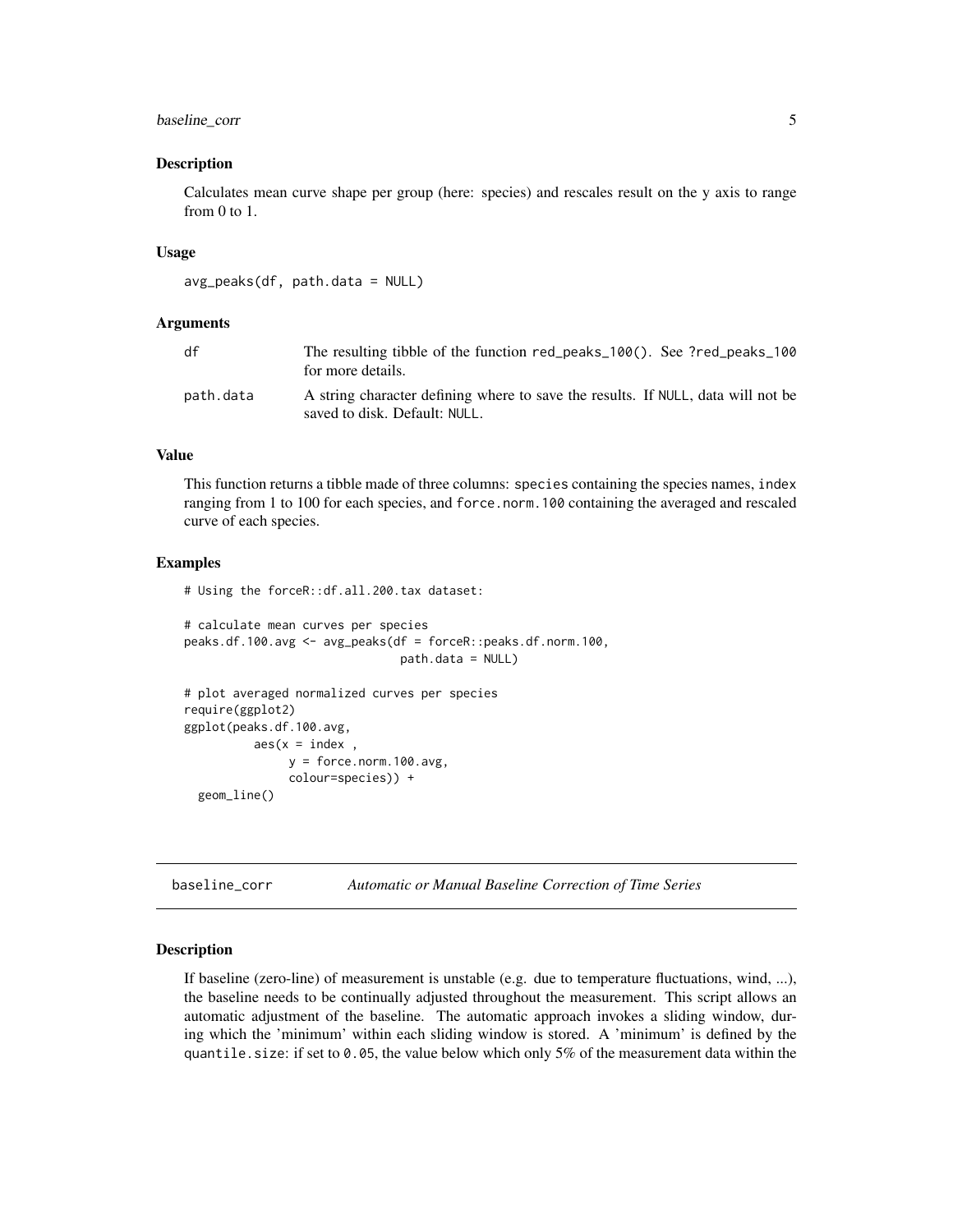## Description

Calculates mean curve shape per group (here: species) and rescales result on the y axis to range from 0 to 1.

## Usage

```
avg_peaks(df, path.data = NULL)
```

## Arguments

| | |
|---|---|
| df | The resulting tibble of the function red_peaks_100(). See ?red_peaks_100 for more details. |
| path.data | A string character defining where to save the results. If NULL, data will not be saved to disk. Default: NULL. |

## Value

This function returns a tibble made of three columns: species containing the species names, index ranging from 1 to 100 for each species, and force.norm.100 containing the averaged and rescaled curve of each species.

## Examples

```
# Using the forceR::df.all.200.tax dataset:

# calculate mean curves per species
peaks.df.100.avg <- avg_peaks(df = forceR::peaks.df.norm.100,
                              path.data = NULL)

# plot averaged normalized curves per species
require(ggplot2)
ggplot(peaks.df.100.avg,
          aes(x = index ,
              y = force.norm.100.avg,
              colour=species)) +
  geom_line()
```

---

# baseline_corr *Automatic or Manual Baseline Correction of Time Series*

## Description

If baseline (zero-line) of measurement is unstable (e.g. due to temperature fluctuations, wind, ...), the baseline needs to be continually adjusted throughout the measurement. This script allows an automatic adjustment of the baseline. The automatic approach invokes a sliding window, during which the 'minimum' within each sliding window is stored. A 'minimum' is defined by the quantile.size: if set to 0.05, the value below which only 5% of the measurement data within the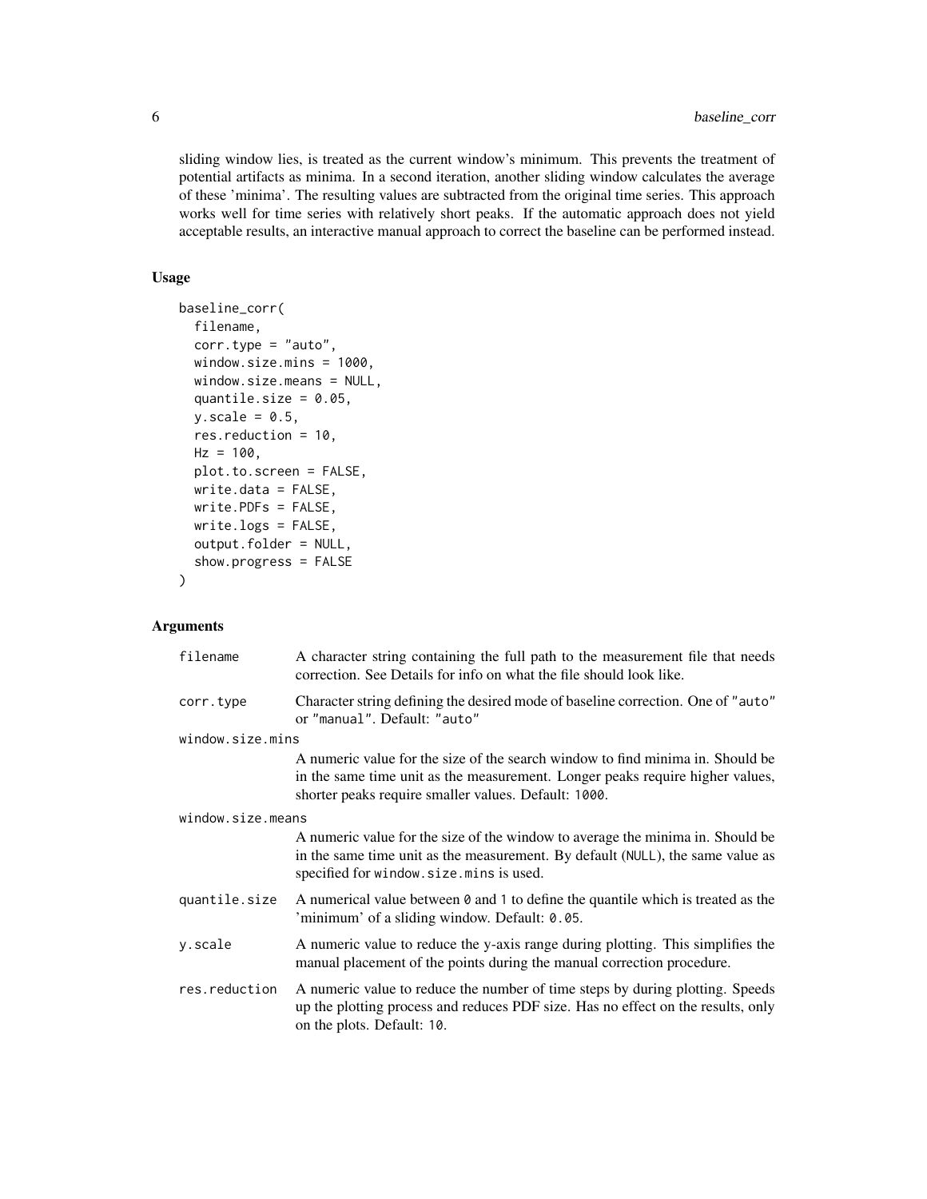sliding window lies, is treated as the current window's minimum. This prevents the treatment of potential artifacts as minima. In a second iteration, another sliding window calculates the average of these 'minima'. The resulting values are subtracted from the original time series. This approach works well for time series with relatively short peaks. If the automatic approach does not yield acceptable results, an interactive manual approach to correct the baseline can be performed instead.

## Usage

```
baseline_corr(
  filename,
  corr.type = "auto",
  window.size.mins = 1000,
  window.size.means = NULL,
  quantile.size = 0.05,
  y.scale = 0.5,
  res.reduction = 10,
  Hz = 100,
  plot.to.screen = FALSE,
  write.data = FALSE,
  write.PDFs = FALSE,
  write.logs = FALSE,
  output.folder = NULL,
  show.progress = FALSE
)
```

## Arguments

| Argument | Description |
|---|---|
| `filename` | A character string containing the full path to the measurement file that needs correction. See Details for info on what the file should look like. |
| `corr.type` | Character string defining the desired mode of baseline correction. One of `"auto"` or `"manual"`. Default: `"auto"` |
| `window.size.mins` | A numeric value for the size of the search window to find minima in. Should be in the same time unit as the measurement. Longer peaks require higher values, shorter peaks require smaller values. Default: `1000`. |
| `window.size.means` | A numeric value for the size of the window to average the minima in. Should be in the same time unit as the measurement. By default (`NULL`), the same value as specified for `window.size.mins` is used. |
| `quantile.size` | A numerical value between `0` and `1` to define the quantile which is treated as the 'minimum' of a sliding window. Default: `0.05`. |
| `y.scale` | A numeric value to reduce the y-axis range during plotting. This simplifies the manual placement of the points during the manual correction procedure. |
| `res.reduction` | A numeric value to reduce the number of time steps by during plotting. Speeds up the plotting process and reduces PDF size. Has no effect on the results, only on the plots. Default: `10`. |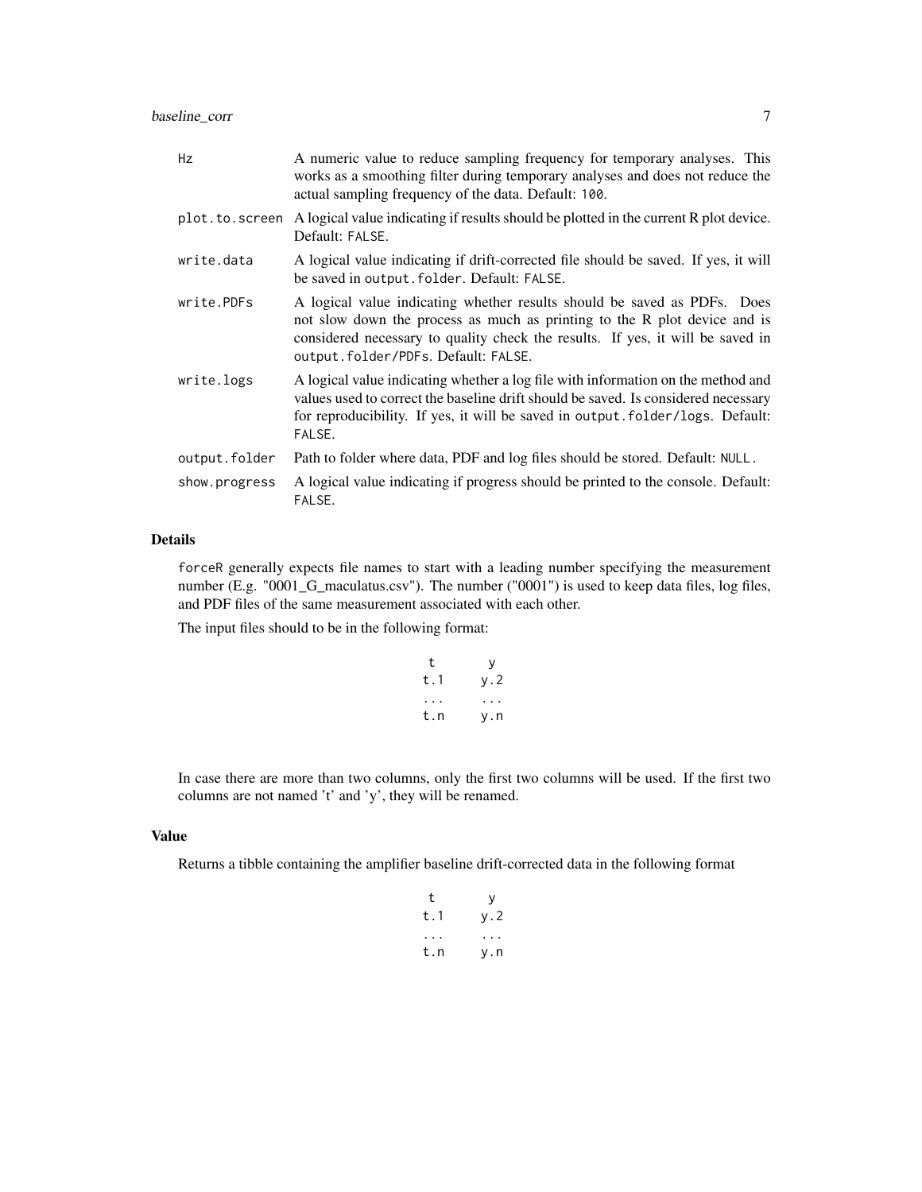| | |
|---|---|
| `Hz` | A numeric value to reduce sampling frequency for temporary analyses. This works as a smoothing filter during temporary analyses and does not reduce the actual sampling frequency of the data. Default: `100`. |
| `plot.to.screen` | A logical value indicating if results should be plotted in the current R plot device. Default: `FALSE`. |
| `write.data` | A logical value indicating if drift-corrected file should be saved. If yes, it will be saved in `output.folder`. Default: `FALSE`. |
| `write.PDFs` | A logical value indicating whether results should be saved as PDFs. Does not slow down the process as much as printing to the R plot device and is considered necessary to quality check the results. If yes, it will be saved in `output.folder/PDFs`. Default: `FALSE`. |
| `write.logs` | A logical value indicating whether a log file with information on the method and values used to correct the baseline drift should be saved. Is considered necessary for reproducibility. If yes, it will be saved in `output.folder/logs`. Default: `FALSE`. |
| `output.folder` | Path to folder where data, PDF and log files should be stored. Default: `NULL`. |
| `show.progress` | A logical value indicating if progress should be printed to the console. Default: `FALSE`. |

### Details

`forceR` generally expects file names to start with a leading number specifying the measurement number (E.g. "0001_G_maculatus.csv"). The number ("0001") is used to keep data files, log files, and PDF files of the same measurement associated with each other.

The input files should to be in the following format:

| t | y |
|---|---|
| t.1 | y.2 |
| ... | ... |
| t.n | y.n |

In case there are more than two columns, only the first two columns will be used. If the first two columns are not named 't' and 'y', they will be renamed.

### Value

Returns a tibble containing the amplifier baseline drift-corrected data in the following format

| t | y |
|---|---|
| t.1 | y.2 |
| ... | ... |
| t.n | y.n |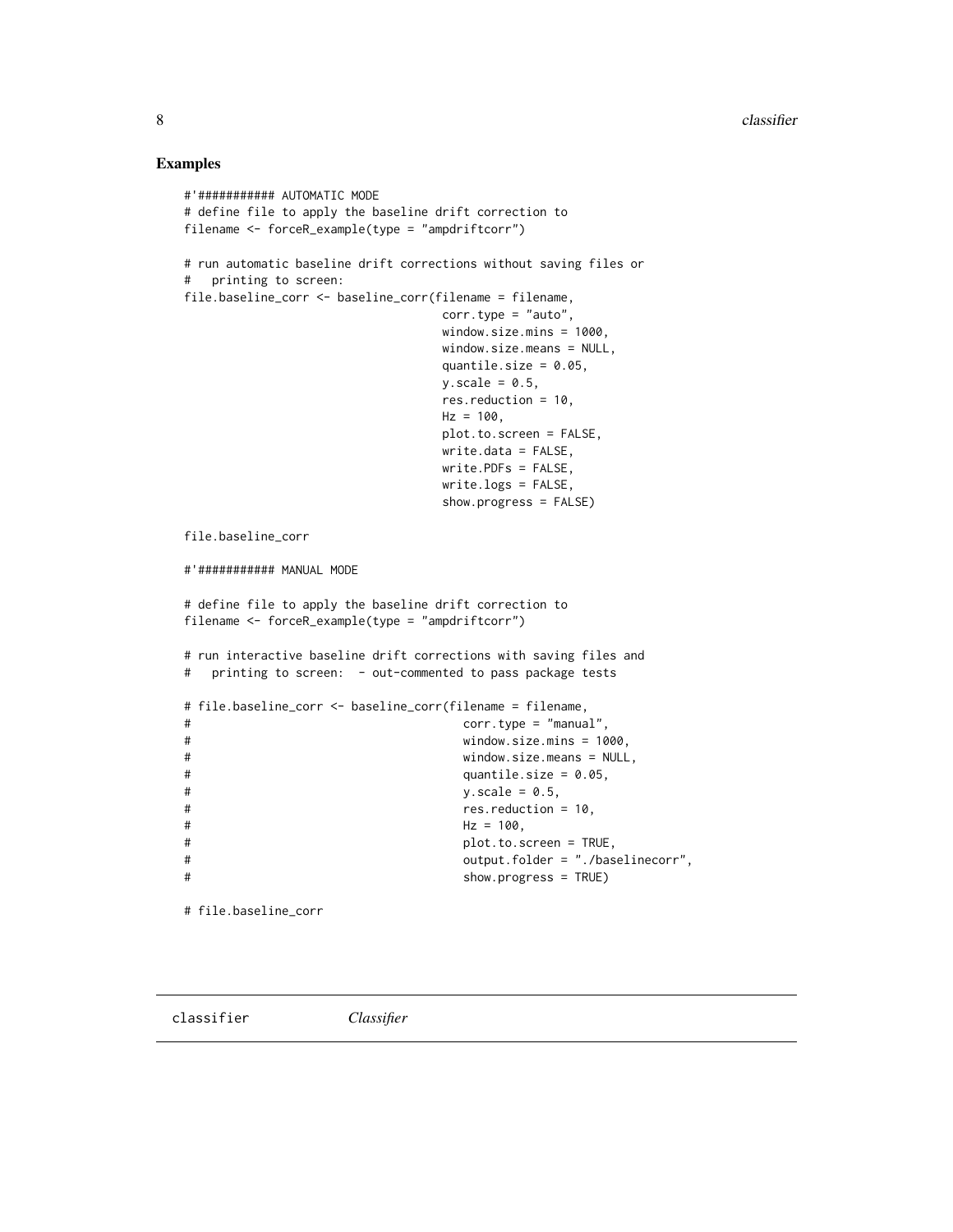### Examples

```
#'########### AUTOMATIC MODE
# define file to apply the baseline drift correction to
filename <- forceR_example(type = "ampdriftcorr")

# run automatic baseline drift corrections without saving files or
#   printing to screen:
file.baseline_corr <- baseline_corr(filename = filename,
                                    corr.type = "auto",
                                    window.size.mins = 1000,
                                    window.size.means = NULL,
                                    quantile.size = 0.05,
                                    y.scale = 0.5,
                                    res.reduction = 10,
                                    Hz = 100,
                                    plot.to.screen = FALSE,
                                    write.data = FALSE,
                                    write.PDFs = FALSE,
                                    write.logs = FALSE,
                                    show.progress = FALSE)

file.baseline_corr

#'########### MANUAL MODE

# define file to apply the baseline drift correction to
filename <- forceR_example(type = "ampdriftcorr")

# run interactive baseline drift corrections with saving files and
#   printing to screen:  - out-commented to pass package tests

# file.baseline_corr <- baseline_corr(filename = filename,
#                                     corr.type = "manual",
#                                     window.size.mins = 1000,
#                                     window.size.means = NULL,
#                                     quantile.size = 0.05,
#                                     y.scale = 0.5,
#                                     res.reduction = 10,
#                                     Hz = 100,
#                                     plot.to.screen = TRUE,
#                                     output.folder = "./baselinecorr",
#                                     show.progress = TRUE)

# file.baseline_corr
```

---

## classifier *Classifier*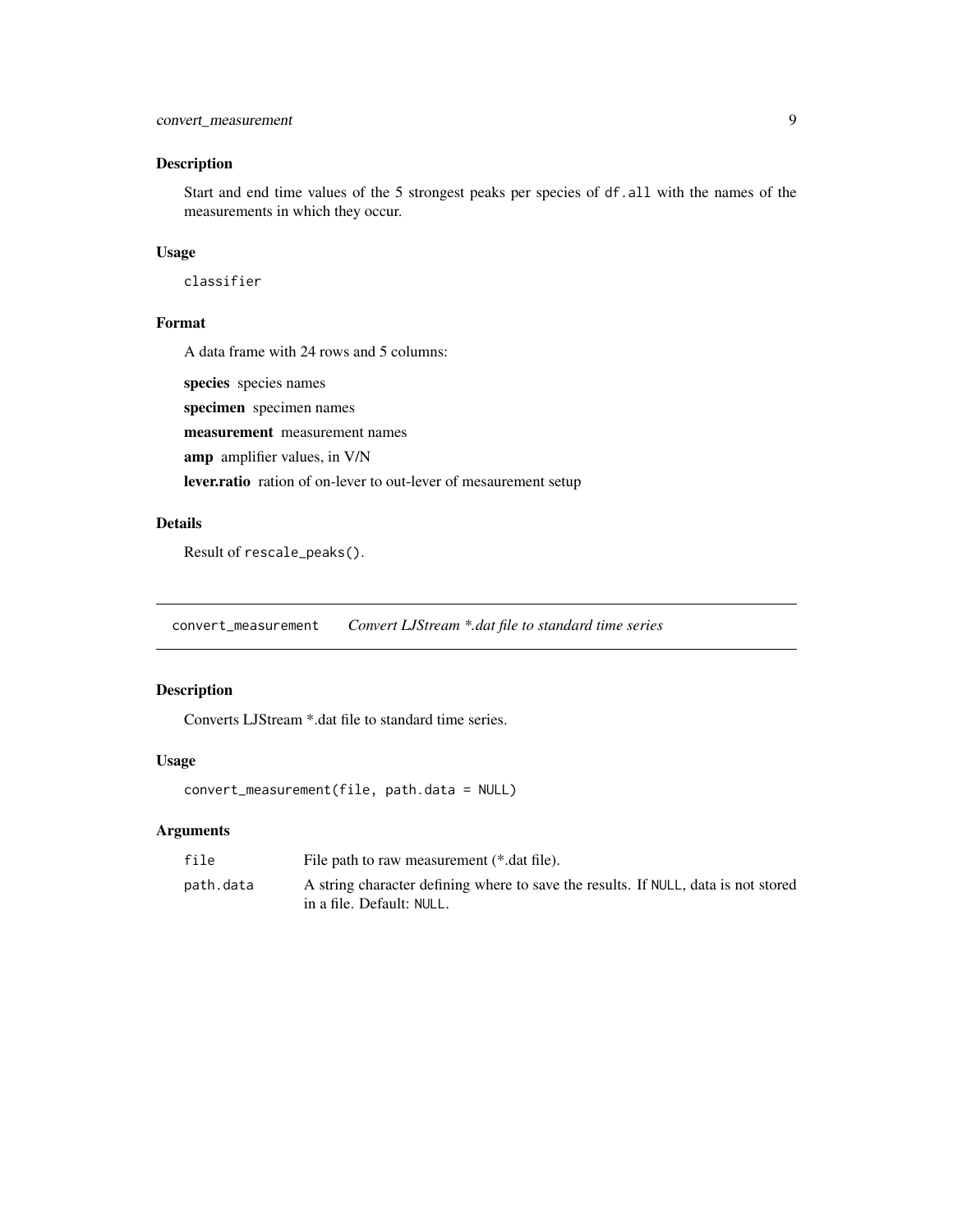## Description

Start and end time values of the 5 strongest peaks per species of `df.all` with the names of the measurements in which they occur.

## Usage

```
classifier
```

## Format

A data frame with 24 rows and 5 columns:

**species** species names

**specimen** specimen names

**measurement** measurement names

**amp** amplifier values, in V/N

**lever.ratio** ration of on-lever to out-lever of mesaurement setup

## Details

Result of `rescale_peaks()`.

---

# convert_measurement    *Convert LJStream *.dat file to standard time series*

---

## Description

Converts LJStream *.dat file to standard time series.

## Usage

```
convert_measurement(file, path.data = NULL)
```

## Arguments

| | |
|---|---|
| `file` | File path to raw measurement (*.dat file). |
| `path.data` | A string character defining where to save the results. If `NULL`, data is not stored in a file. Default: `NULL`. |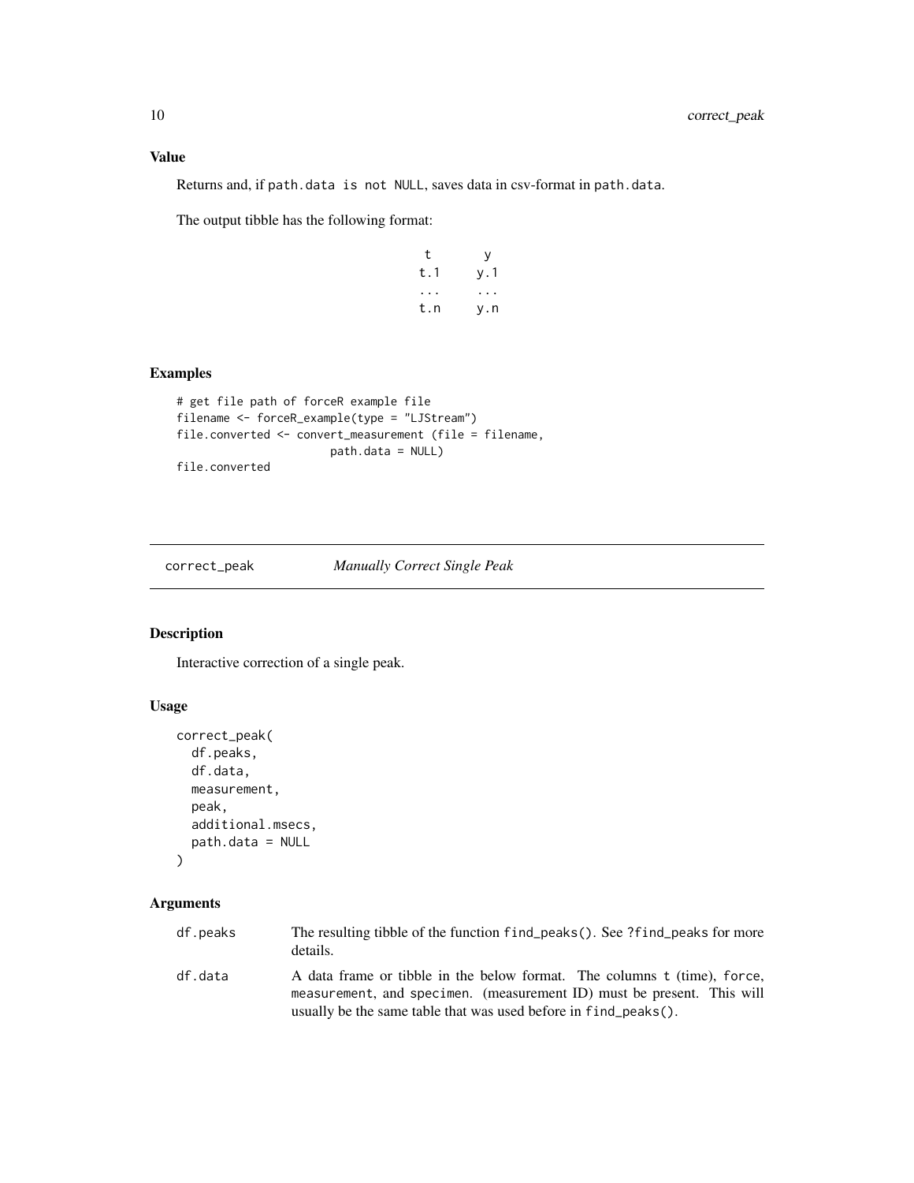### Value

Returns and, if path.data is not NULL, saves data in csv-format in path.data.

The output tibble has the following format:

```
 t     y
t.1   y.1
...   ...
t.n   y.n
```

### Examples

```
# get file path of forceR example file
filename <- forceR_example(type = "LJStream")
file.converted <- convert_measurement (file = filename,
                        path.data = NULL)
file.converted
```

---

## correct_peak *Manually Correct Single Peak*

---

### Description

Interactive correction of a single peak.

### Usage

```
correct_peak(
  df.peaks,
  df.data,
  measurement,
  peak,
  additional.msecs,
  path.data = NULL
)
```

### Arguments

| | |
|---|---|
| df.peaks | The resulting tibble of the function find_peaks(). See ?find_peaks for more details. |
| df.data | A data frame or tibble in the below format. The columns t (time), force, measurement, and specimen. (measurement ID) must be present. This will usually be the same table that was used before in find_peaks(). |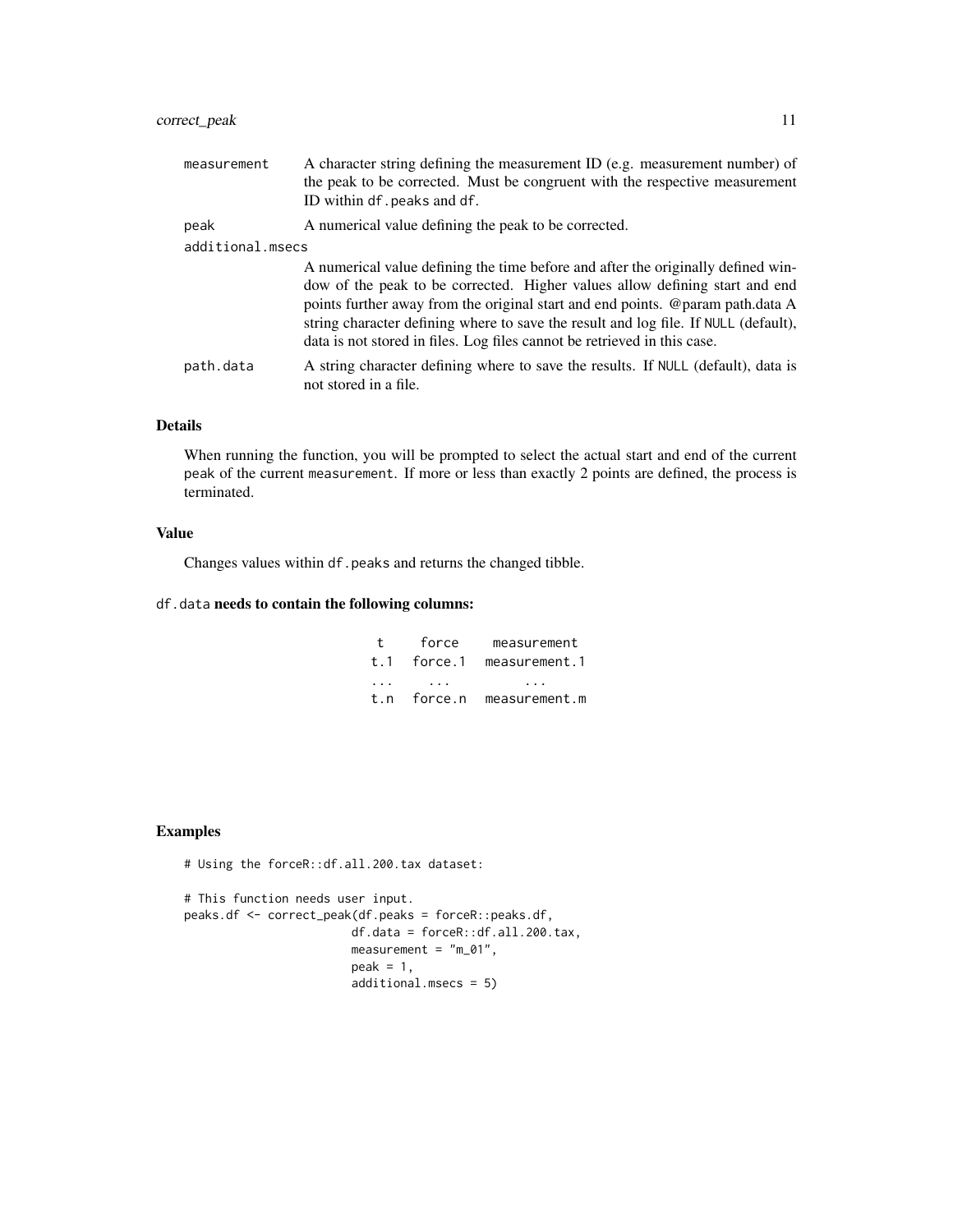| | |
|---|---|
| measurement | A character string defining the measurement ID (e.g. measurement number) of the peak to be corrected. Must be congruent with the respective measurement ID within df.peaks and df. |
| peak | A numerical value defining the peak to be corrected. |
| additional.msecs | A numerical value defining the time before and after the originally defined window of the peak to be corrected. Higher values allow defining start and end points further away from the original start and end points. @param path.data A string character defining where to save the result and log file. If NULL (default), data is not stored in files. Log files cannot be retrieved in this case. |
| path.data | A string character defining where to save the results. If NULL (default), data is not stored in a file. |

## Details

When running the function, you will be prompted to select the actual start and end of the current peak of the current measurement. If more or less than exactly 2 points are defined, the process is terminated.

## Value

Changes values within df.peaks and returns the changed tibble.

## df.data needs to contain the following columns:

| t | force | measurement |
|---|---|---|
| t.1 | force.1 | measurement.1 |
| ... | ... | ... |
| t.n | force.n | measurement.m |

## Examples

```
# Using the forceR::df.all.200.tax dataset:

# This function needs user input.
peaks.df <- correct_peak(df.peaks = forceR::peaks.df,
                        df.data = forceR::df.all.200.tax,
                        measurement = "m_01",
                        peak = 1,
                        additional.msecs = 5)
```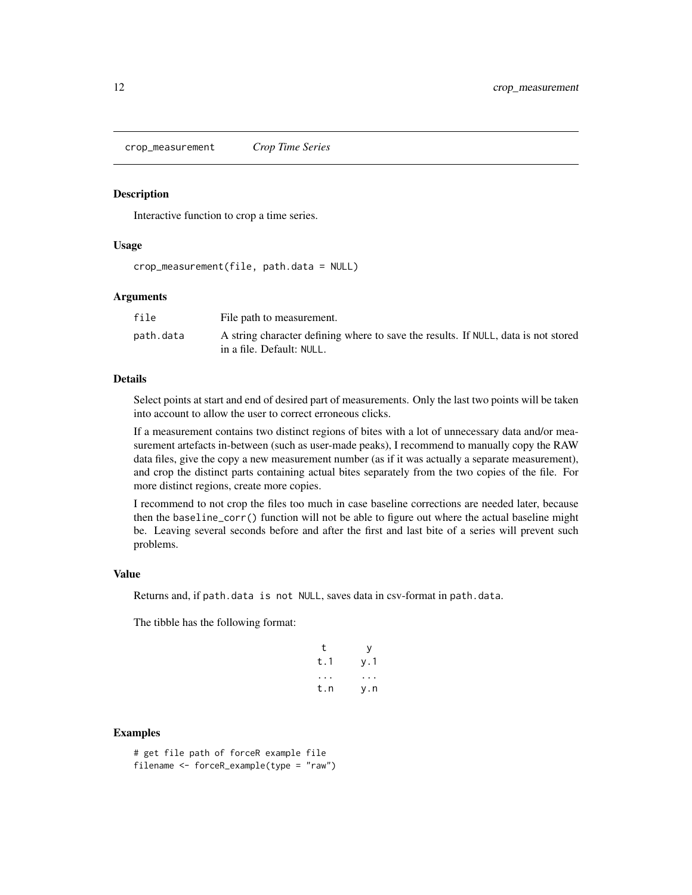## crop_measurement *Crop Time Series*

### Description

Interactive function to crop a time series.

### Usage

```
crop_measurement(file, path.data = NULL)
```

### Arguments

| | |
|---|---|
| `file` | File path to measurement. |
| `path.data` | A string character defining where to save the results. If `NULL`, data is not stored in a file. Default: `NULL`. |

### Details

Select points at start and end of desired part of measurements. Only the last two points will be taken into account to allow the user to correct erroneous clicks.

If a measurement contains two distinct regions of bites with a lot of unnecessary data and/or measurement artefacts in-between (such as user-made peaks), I recommend to manually copy the RAW data files, give the copy a new measurement number (as if it was actually a separate measurement), and crop the distinct parts containing actual bites separately from the two copies of the file. For more distinct regions, create more copies.

I recommend to not crop the files too much in case baseline corrections are needed later, because then the `baseline_corr()` function will not be able to figure out where the actual baseline might be. Leaving several seconds before and after the first and last bite of a series will prevent such problems.

### Value

Returns and, if `path.data is not NULL`, saves data in csv-format in `path.data`.

The tibble has the following format:

| t | y |
|---|---|
| t.1 | y.1 |
| ... | ... |
| t.n | y.n |

### Examples

```
# get file path of forceR example file
filename <- forceR_example(type = "raw")
```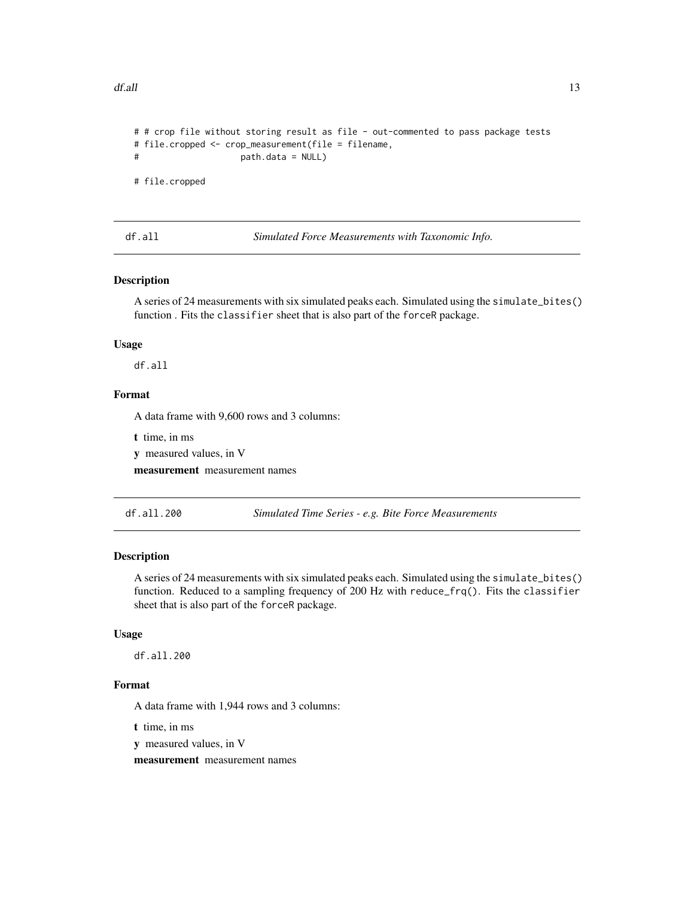```
# # crop file without storing result as file - out-commented to pass package tests
# file.cropped <- crop_measurement(file = filename,
#                     path.data = NULL)

# file.cropped
```

## df.all — *Simulated Force Measurements with Taxonomic Info.*

### Description

A series of 24 measurements with six simulated peaks each. Simulated using the `simulate_bites()` function . Fits the `classifier` sheet that is also part of the `forceR` package.

### Usage

```
df.all
```

### Format

A data frame with 9,600 rows and 3 columns:

**t** time, in ms

**y** measured values, in V

**measurement** measurement names

## df.all.200 — *Simulated Time Series - e.g. Bite Force Measurements*

### Description

A series of 24 measurements with six simulated peaks each. Simulated using the `simulate_bites()` function. Reduced to a sampling frequency of 200 Hz with `reduce_frq()`. Fits the `classifier` sheet that is also part of the `forceR` package.

### Usage

```
df.all.200
```

### Format

A data frame with 1,944 rows and 3 columns:

**t** time, in ms

**y** measured values, in V

**measurement** measurement names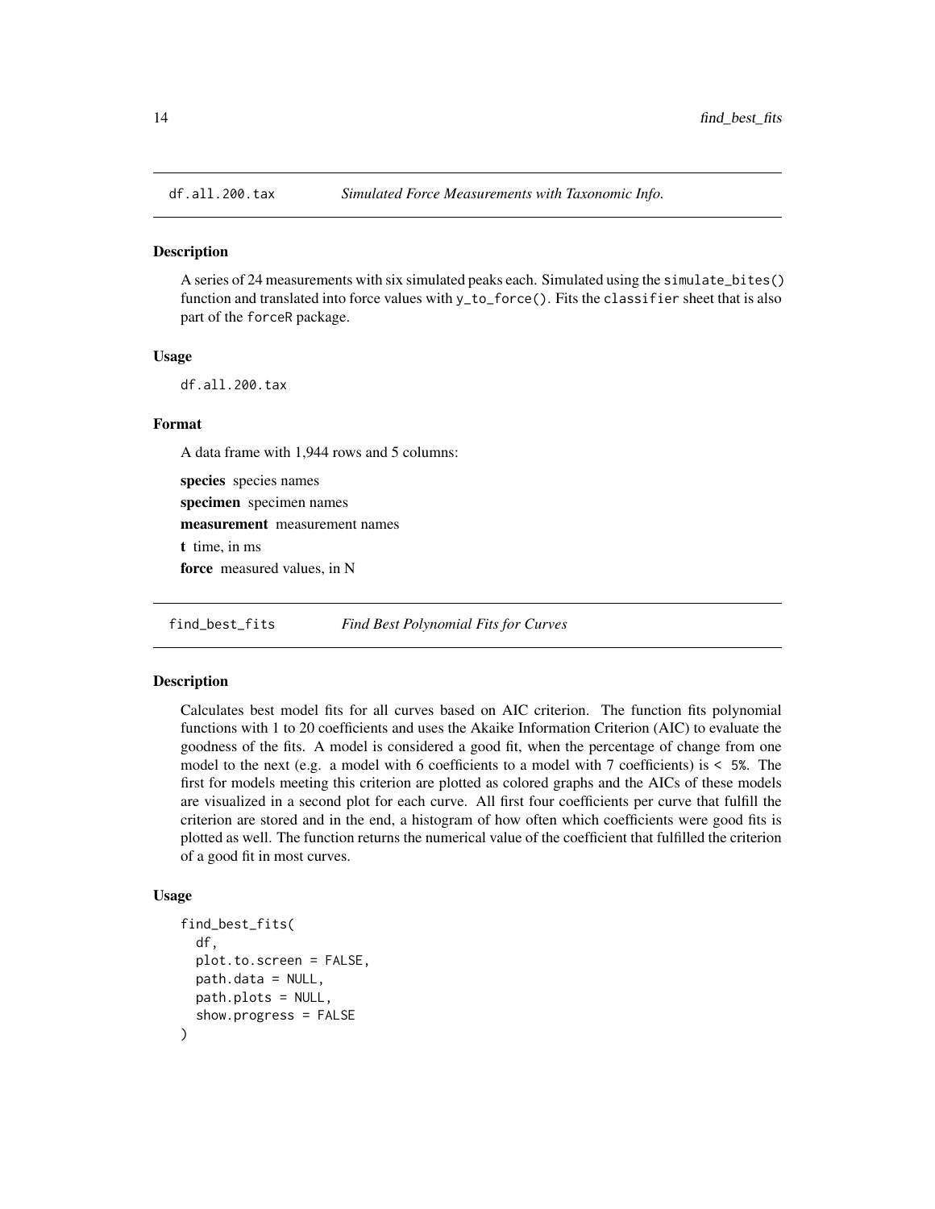## df.all.200.tax — *Simulated Force Measurements with Taxonomic Info.*

### Description

A series of 24 measurements with six simulated peaks each. Simulated using the `simulate_bites()` function and translated into force values with `y_to_force()`. Fits the `classifier` sheet that is also part of the `forceR` package.

### Usage

```
df.all.200.tax
```

### Format

A data frame with 1,944 rows and 5 columns:

**species** species names

**specimen** specimen names

**measurement** measurement names

**t** time, in ms

**force** measured values, in N

## find_best_fits — *Find Best Polynomial Fits for Curves*

### Description

Calculates best model fits for all curves based on AIC criterion. The function fits polynomial functions with 1 to 20 coefficients and uses the Akaike Information Criterion (AIC) to evaluate the goodness of the fits. A model is considered a good fit, when the percentage of change from one model to the next (e.g. a model with 6 coefficients to a model with 7 coefficients) is `< 5%`. The first for models meeting this criterion are plotted as colored graphs and the AICs of these models are visualized in a second plot for each curve. All first four coefficients per curve that fulfill the criterion are stored and in the end, a histogram of how often which coefficients were good fits is plotted as well. The function returns the numerical value of the coefficient that fulfilled the criterion of a good fit in most curves.

### Usage

```
find_best_fits(
  df,
  plot.to.screen = FALSE,
  path.data = NULL,
  path.plots = NULL,
  show.progress = FALSE
)
```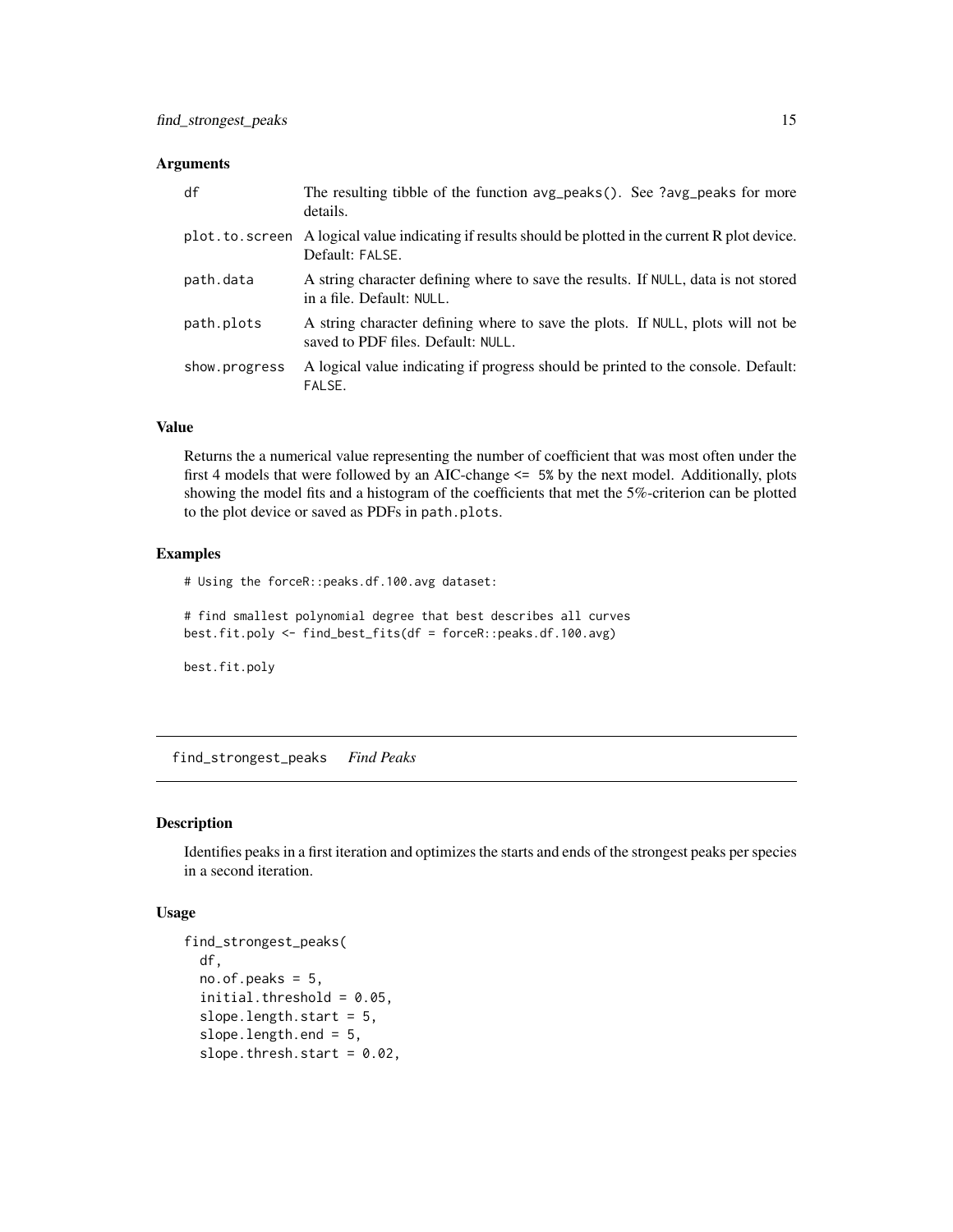### Arguments

| | |
|---|---|
| df | The resulting tibble of the function avg_peaks(). See ?avg_peaks for more details. |
| plot.to.screen | A logical value indicating if results should be plotted in the current R plot device. Default: FALSE. |
| path.data | A string character defining where to save the results. If NULL, data is not stored in a file. Default: NULL. |
| path.plots | A string character defining where to save the plots. If NULL, plots will not be saved to PDF files. Default: NULL. |
| show.progress | A logical value indicating if progress should be printed to the console. Default: FALSE. |

### Value

Returns the a numerical value representing the number of coefficient that was most often under the first 4 models that were followed by an AIC-change `<= 5%` by the next model. Additionally, plots showing the model fits and a histogram of the coefficients that met the 5%-criterion can be plotted to the plot device or saved as PDFs in `path.plots`.

### Examples

```
# Using the forceR::peaks.df.100.avg dataset:

# find smallest polynomial degree that best describes all curves
best.fit.poly <- find_best_fits(df = forceR::peaks.df.100.avg)

best.fit.poly
```

---

## find_strongest_peaks *Find Peaks*

### Description

Identifies peaks in a first iteration and optimizes the starts and ends of the strongest peaks per species in a second iteration.

### Usage

```
find_strongest_peaks(
  df,
  no.of.peaks = 5,
  initial.threshold = 0.05,
  slope.length.start = 5,
  slope.length.end = 5,
  slope.thresh.start = 0.02,
```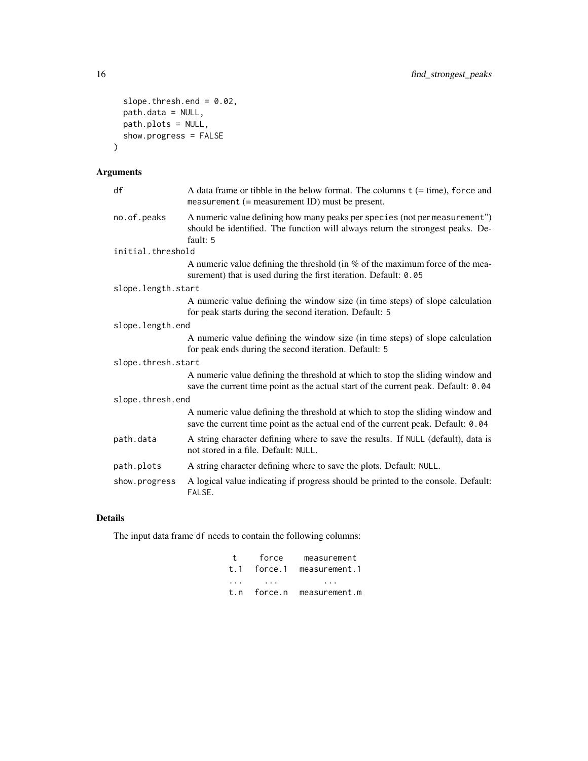```
  slope.thresh.end = 0.02,
  path.data = NULL,
  path.plots = NULL,
  show.progress = FALSE
)
```

## Arguments

| | |
|---|---|
| df | A data frame or tibble in the below format. The columns t (= time), force and measurement (= measurement ID) must be present. |
| no.of.peaks | A numeric value defining how many peaks per species (not per measurement") should be identified. The function will always return the strongest peaks. Default: 5 |
| initial.threshold | A numeric value defining the threshold (in % of the maximum force of the measurement) that is used during the first iteration. Default: 0.05 |
| slope.length.start | A numeric value defining the window size (in time steps) of slope calculation for peak starts during the second iteration. Default: 5 |
| slope.length.end | A numeric value defining the window size (in time steps) of slope calculation for peak ends during the second iteration. Default: 5 |
| slope.thresh.start | A numeric value defining the threshold at which to stop the sliding window and save the current time point as the actual start of the current peak. Default: 0.04 |
| slope.thresh.end | A numeric value defining the threshold at which to stop the sliding window and save the current time point as the actual end of the current peak. Default: 0.04 |
| path.data | A string character defining where to save the results. If NULL (default), data is not stored in a file. Default: NULL. |
| path.plots | A string character defining where to save the plots. Default: NULL. |
| show.progress | A logical value indicating if progress should be printed to the console. Default: FALSE. |

## Details

The input data frame df needs to contain the following columns:

| t | force | measurement |
|---|---|---|
| t.1 | force.1 | measurement.1 |
| ... | ... | ... |
| t.n | force.n | measurement.m |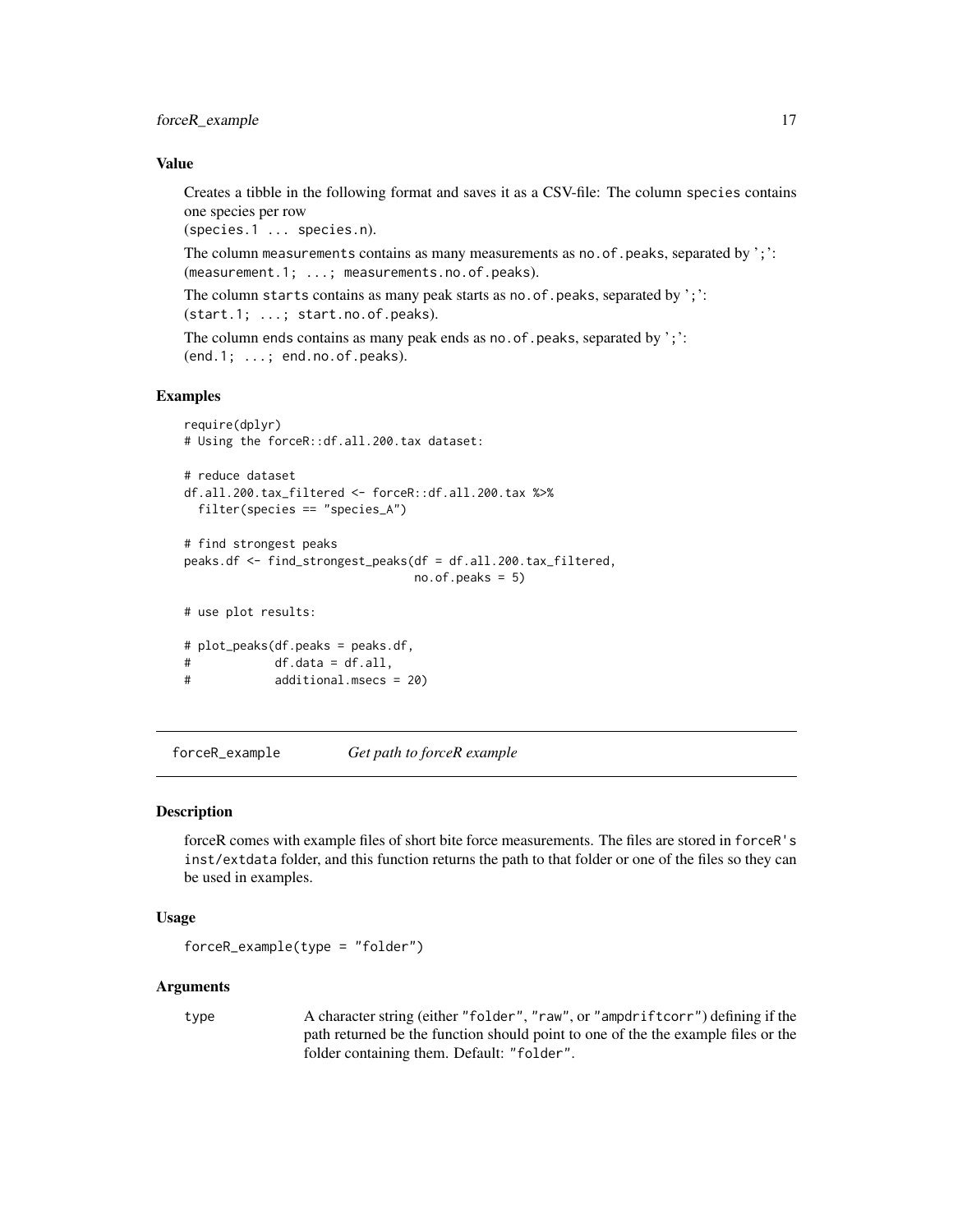### Value

Creates a tibble in the following format and saves it as a CSV-file: The column `species` contains one species per row
(`species.1 ... species.n`).

The column `measurements` contains as many measurements as `no.of.peaks`, separated by ';':
(`measurement.1; ...; measurements.no.of.peaks`).

The column `starts` contains as many peak starts as `no.of.peaks`, separated by ';':
(`start.1; ...; start.no.of.peaks`).

The column `ends` contains as many peak ends as `no.of.peaks`, separated by ';':
(`end.1; ...; end.no.of.peaks`).

### Examples

```
require(dplyr)
# Using the forceR::df.all.200.tax dataset:

# reduce dataset
df.all.200.tax_filtered <- forceR::df.all.200.tax %>%
  filter(species == "species_A")

# find strongest peaks
peaks.df <- find_strongest_peaks(df = df.all.200.tax_filtered,
                                 no.of.peaks = 5)

# use plot results:

# plot_peaks(df.peaks = peaks.df,
#            df.data = df.all,
#            additional.msecs = 20)
```

---

## forceR_example    *Get path to forceR example*

### Description

forceR comes with example files of short bite force measurements. The files are stored in `forceR's inst/extdata` folder, and this function returns the path to that folder or one of the files so they can be used in examples.

### Usage

```
forceR_example(type = "folder")
```

### Arguments

| | |
|---|---|
| `type` | A character string (either `"folder"`, `"raw"`, or `"ampdriftcorr"`) defining if the path returned be the function should point to one of the the example files or the folder containing them. Default: `"folder"`. |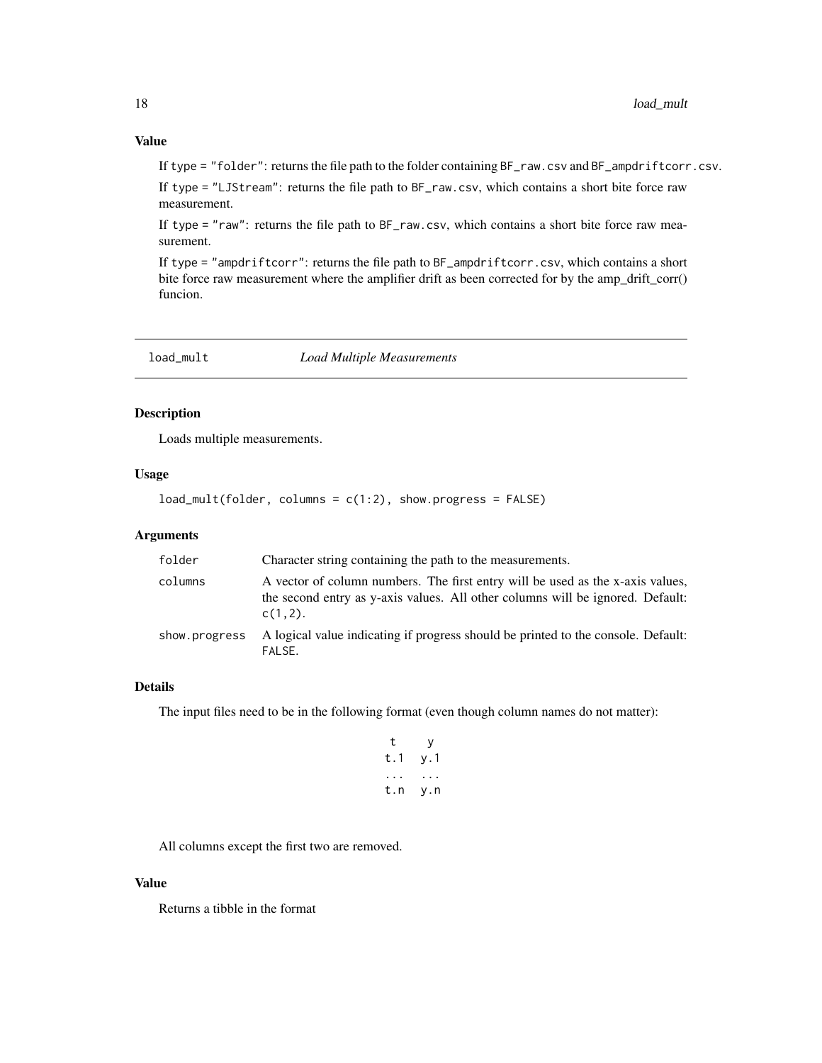### Value

If type = "folder": returns the file path to the folder containing BF_raw.csv and BF_ampdriftcorr.csv.

If type = "LJStream": returns the file path to BF_raw.csv, which contains a short bite force raw measurement.

If type = "raw": returns the file path to BF_raw.csv, which contains a short bite force raw measurement.

If type = "ampdriftcorr": returns the file path to BF_ampdriftcorr.csv, which contains a short bite force raw measurement where the amplifier drift as been corrected for by the amp_drift_corr() funcion.

---

## load_mult — *Load Multiple Measurements*

### Description

Loads multiple measurements.

### Usage

```
load_mult(folder, columns = c(1:2), show.progress = FALSE)
```

### Arguments

| | |
|---|---|
| folder | Character string containing the path to the measurements. |
| columns | A vector of column numbers. The first entry will be used as the x-axis values, the second entry as y-axis values. All other columns will be ignored. Default: c(1,2). |
| show.progress | A logical value indicating if progress should be printed to the console. Default: FALSE. |

### Details

The input files need to be in the following format (even though column names do not matter):

```
 t    y
t.1  y.1
...  ...
t.n  y.n
```

All columns except the first two are removed.

### Value

Returns a tibble in the format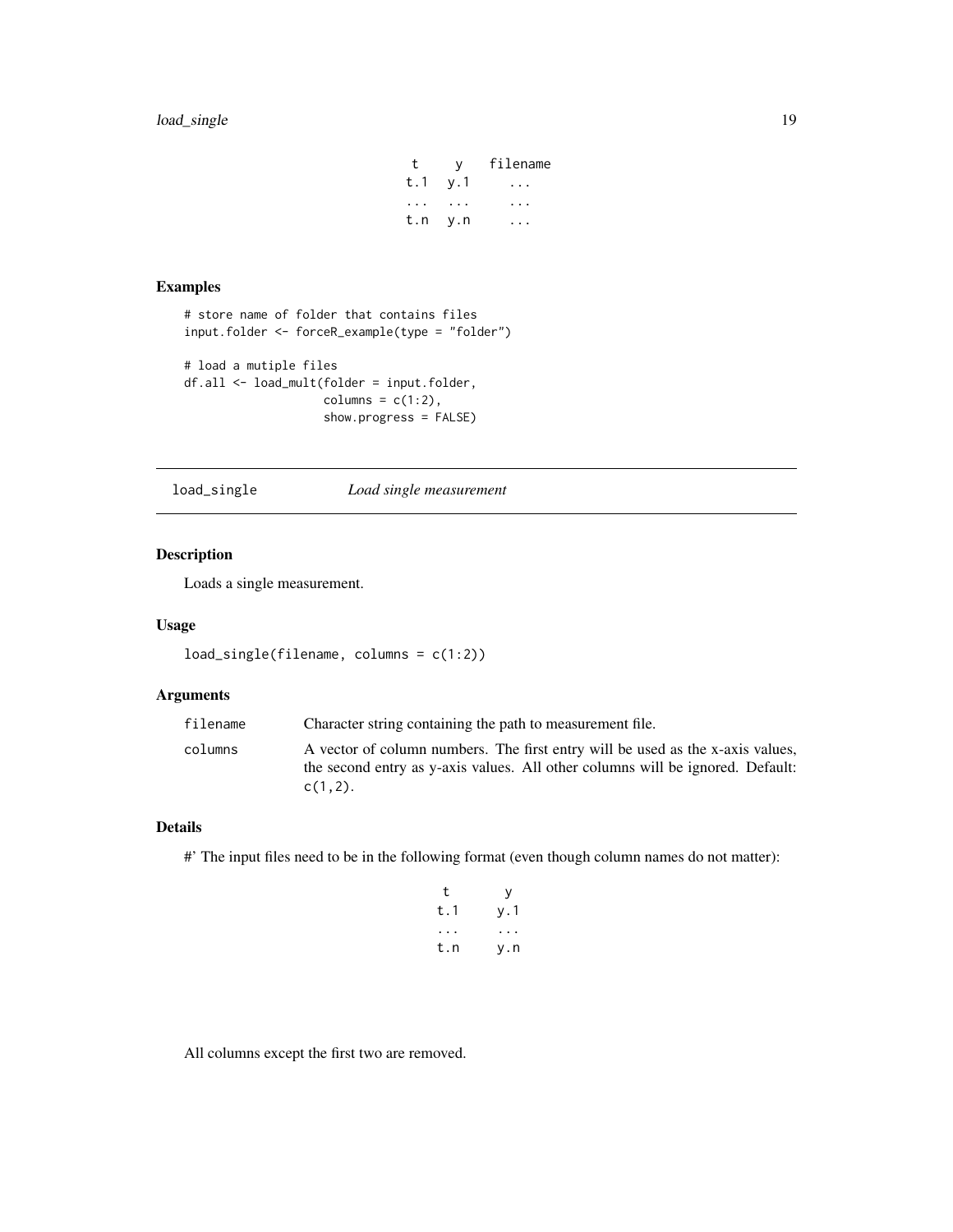```
 t     y   filename
t.1   y.1     ...
...   ...     ...
t.n   y.n     ...
```

## Examples

```
# store name of folder that contains files
input.folder <- forceR_example(type = "folder")

# load a mutiple files
df.all <- load_mult(folder = input.folder,
                    columns = c(1:2),
                    show.progress = FALSE)
```

---

## load_single &nbsp;&nbsp;&nbsp;&nbsp; *Load single measurement*

### Description

Loads a single measurement.

### Usage

```
load_single(filename, columns = c(1:2))
```

### Arguments

| | |
|---|---|
| filename | Character string containing the path to measurement file. |
| columns | A vector of column numbers. The first entry will be used as the x-axis values, the second entry as y-axis values. All other columns will be ignored. Default: c(1,2). |

### Details

#' The input files need to be in the following format (even though column names do not matter):

```
 t      y
t.1    y.1
...    ...
t.n    y.n
```

All columns except the first two are removed.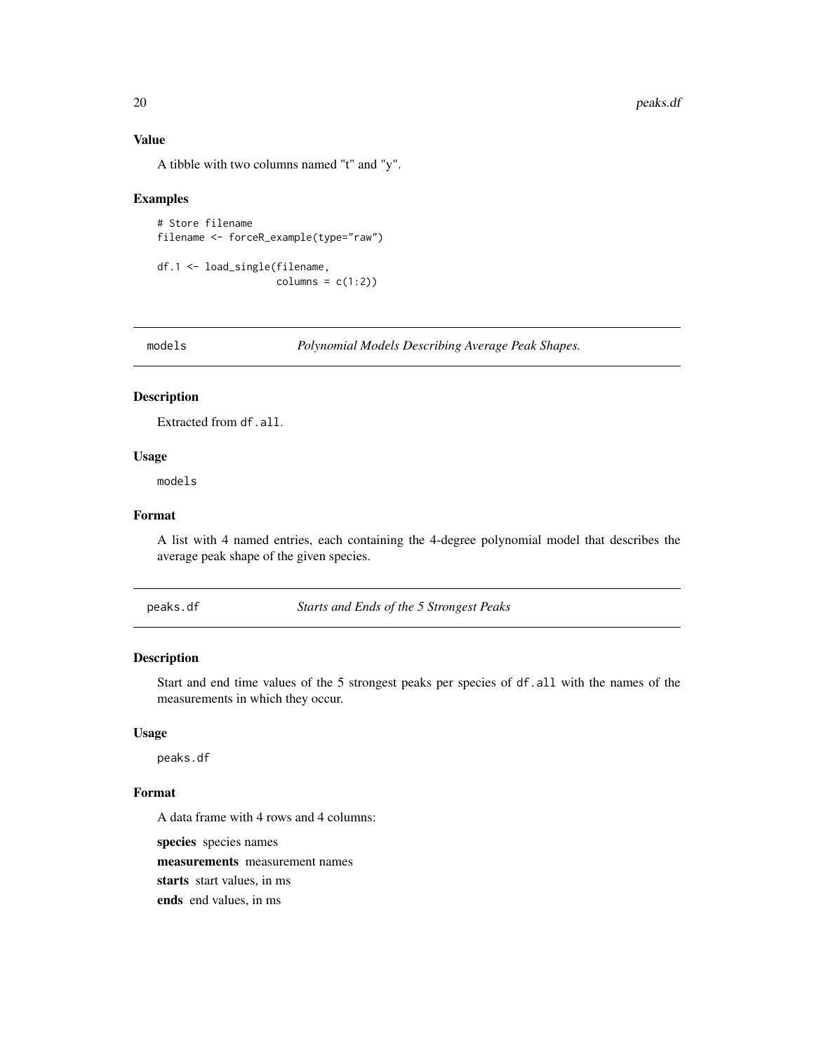### Value

A tibble with two columns named "t" and "y".

### Examples

```
# Store filename
filename <- forceR_example(type="raw")

df.1 <- load_single(filename,
                    columns = c(1:2))
```

---

## models    *Polynomial Models Describing Average Peak Shapes.*

---

### Description

Extracted from `df.all`.

### Usage

```
models
```

### Format

A list with 4 named entries, each containing the 4-degree polynomial model that describes the average peak shape of the given species.

---

## peaks.df    *Starts and Ends of the 5 Strongest Peaks*

---

### Description

Start and end time values of the 5 strongest peaks per species of `df.all` with the names of the measurements in which they occur.

### Usage

```
peaks.df
```

### Format

A data frame with 4 rows and 4 columns:

**species** species names

**measurements** measurement names

**starts** start values, in ms

**ends** end values, in ms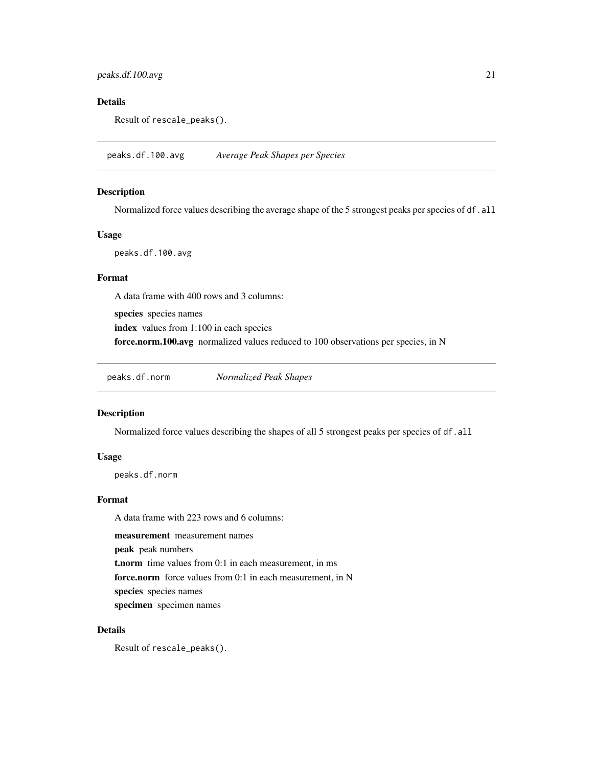### Details

Result of `rescale_peaks()`.

---

## peaks.df.100.avg — *Average Peak Shapes per Species*

### Description

Normalized force values describing the average shape of the 5 strongest peaks per species of `df.all`

### Usage

```
peaks.df.100.avg
```

### Format

A data frame with 400 rows and 3 columns:

**species** species names

**index** values from 1:100 in each species

**force.norm.100.avg** normalized values reduced to 100 observations per species, in N

---

## peaks.df.norm — *Normalized Peak Shapes*

### Description

Normalized force values describing the shapes of all 5 strongest peaks per species of `df.all`

### Usage

```
peaks.df.norm
```

### Format

A data frame with 223 rows and 6 columns:

**measurement** measurement names

**peak** peak numbers

**t.norm** time values from 0:1 in each measurement, in ms

**force.norm** force values from 0:1 in each measurement, in N

**species** species names

**specimen** specimen names

### Details

Result of `rescale_peaks()`.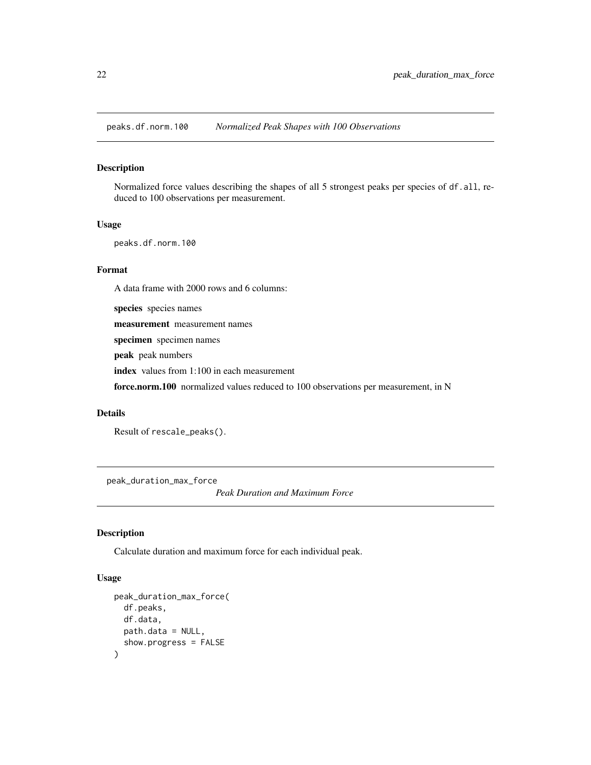## peaks.df.norm.100 — *Normalized Peak Shapes with 100 Observations*

### Description

Normalized force values describing the shapes of all 5 strongest peaks per species of `df.all`, reduced to 100 observations per measurement.

### Usage

```
peaks.df.norm.100
```

### Format

A data frame with 2000 rows and 6 columns:

**species** species names

**measurement** measurement names

**specimen** specimen names

**peak** peak numbers

**index** values from 1:100 in each measurement

**force.norm.100** normalized values reduced to 100 observations per measurement, in N

### Details

Result of `rescale_peaks()`.

## peak_duration_max_force — *Peak Duration and Maximum Force*

### Description

Calculate duration and maximum force for each individual peak.

### Usage

```
peak_duration_max_force(
  df.peaks,
  df.data,
  path.data = NULL,
  show.progress = FALSE
)
```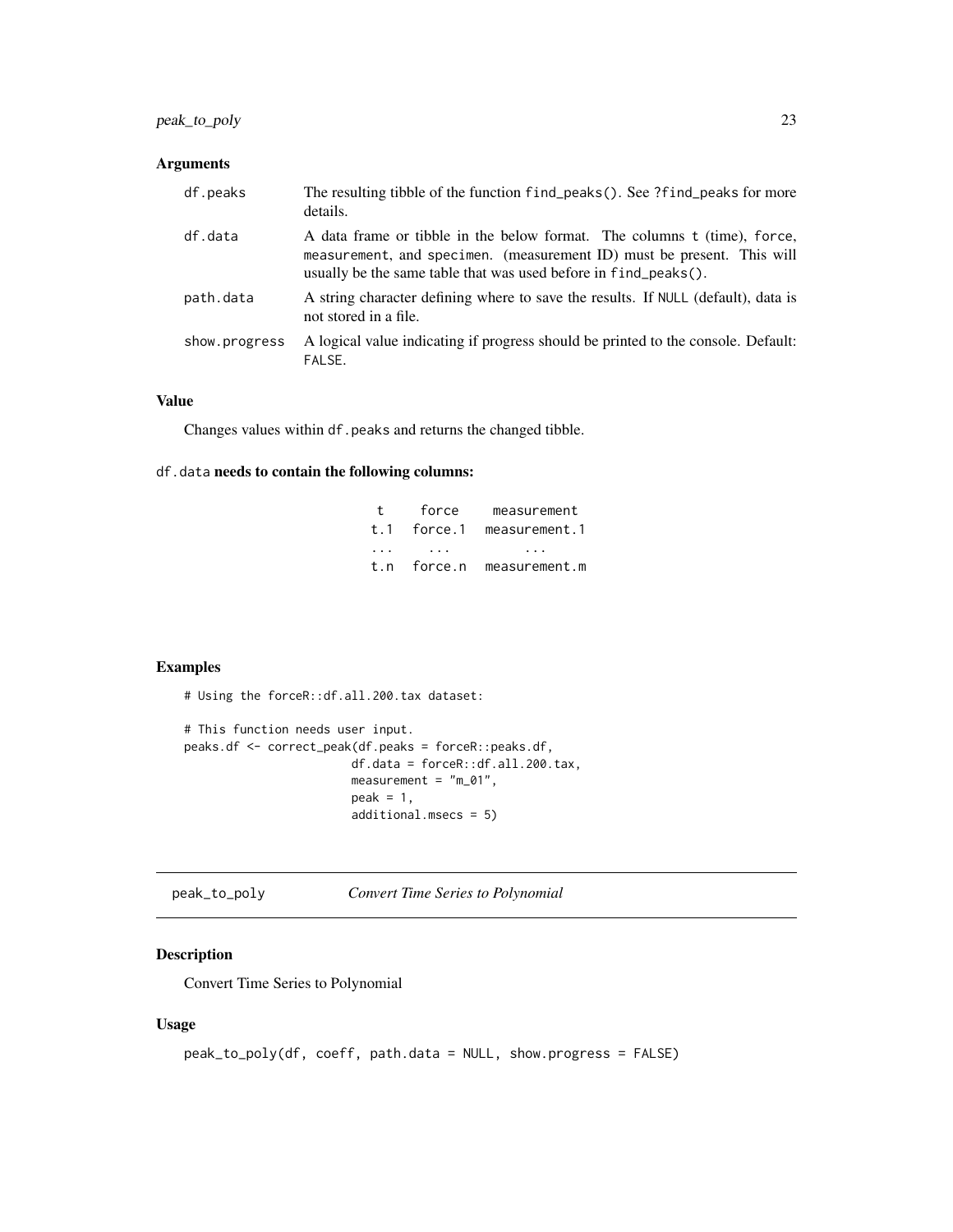### Arguments

| | |
|---|---|
| df.peaks | The resulting tibble of the function find_peaks(). See ?find_peaks for more details. |
| df.data | A data frame or tibble in the below format. The columns t (time), force, measurement, and specimen. (measurement ID) must be present. This will usually be the same table that was used before in find_peaks(). |
| path.data | A string character defining where to save the results. If NULL (default), data is not stored in a file. |
| show.progress | A logical value indicating if progress should be printed to the console. Default: FALSE. |

### Value

Changes values within df.peaks and returns the changed tibble.

### df.data needs to contain the following columns:

| t | force | measurement |
|---|---|---|
| t.1 | force.1 | measurement.1 |
| ... | ... | ... |
| t.n | force.n | measurement.m |

### Examples

```
# Using the forceR::df.all.200.tax dataset:

# This function needs user input.
peaks.df <- correct_peak(df.peaks = forceR::peaks.df,
                        df.data = forceR::df.all.200.tax,
                        measurement = "m_01",
                        peak = 1,
                        additional.msecs = 5)
```

---

## peak_to_poly *Convert Time Series to Polynomial*

### Description

Convert Time Series to Polynomial

### Usage

```
peak_to_poly(df, coeff, path.data = NULL, show.progress = FALSE)
```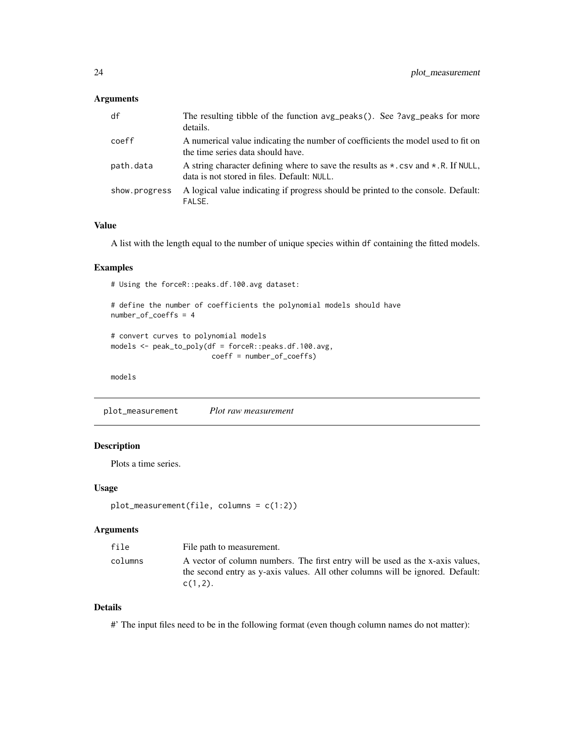## Arguments

| | |
|---|---|
| df | The resulting tibble of the function avg_peaks(). See ?avg_peaks for more details. |
| coeff | A numerical value indicating the number of coefficients the model used to fit on the time series data should have. |
| path.data | A string character defining where to save the results as *.csv and *.R. If NULL, data is not stored in files. Default: NULL. |
| show.progress | A logical value indicating if progress should be printed to the console. Default: FALSE. |

## Value

A list with the length equal to the number of unique species within df containing the fitted models.

## Examples

```
# Using the forceR::peaks.df.100.avg dataset:

# define the number of coefficients the polynomial models should have
number_of_coeffs = 4

# convert curves to polynomial models
models <- peak_to_poly(df = forceR::peaks.df.100.avg,
                       coeff = number_of_coeffs)

models
```

---

# plot_measurement    *Plot raw measurement*

---

## Description

Plots a time series.

## Usage

```
plot_measurement(file, columns = c(1:2))
```

## Arguments

| | |
|---|---|
| file | File path to measurement. |
| columns | A vector of column numbers. The first entry will be used as the x-axis values, the second entry as y-axis values. All other columns will be ignored. Default: c(1,2). |

## Details

#' The input files need to be in the following format (even though column names do not matter):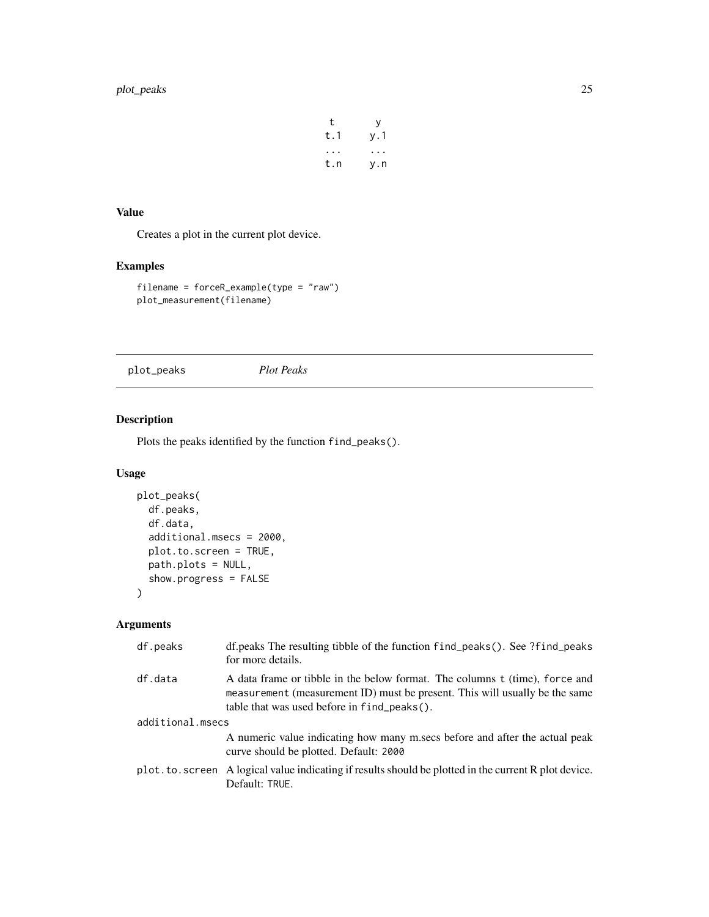```
 t      y
t.1    y.1
...    ...
t.n    y.n
```

### Value

Creates a plot in the current plot device.

### Examples

```
filename = forceR_example(type = "raw")
plot_measurement(filename)
```

---

## plot_peaks — *Plot Peaks*

### Description

Plots the peaks identified by the function `find_peaks()`.

### Usage

```
plot_peaks(
  df.peaks,
  df.data,
  additional.msecs = 2000,
  plot.to.screen = TRUE,
  path.plots = NULL,
  show.progress = FALSE
)
```

### Arguments

| Argument | Description |
|---|---|
| df.peaks | df.peaks The resulting tibble of the function `find_peaks()`. See `?find_peaks` for more details. |
| df.data | A data frame or tibble in the below format. The columns `t` (time), `force` and `measurement` (measurement ID) must be present. This will usually be the same table that was used before in `find_peaks()`. |
| additional.msecs | A numeric value indicating how many m.secs before and after the actual peak curve should be plotted. Default: `2000` |
| plot.to.screen | A logical value indicating if results should be plotted in the current R plot device. Default: `TRUE`. |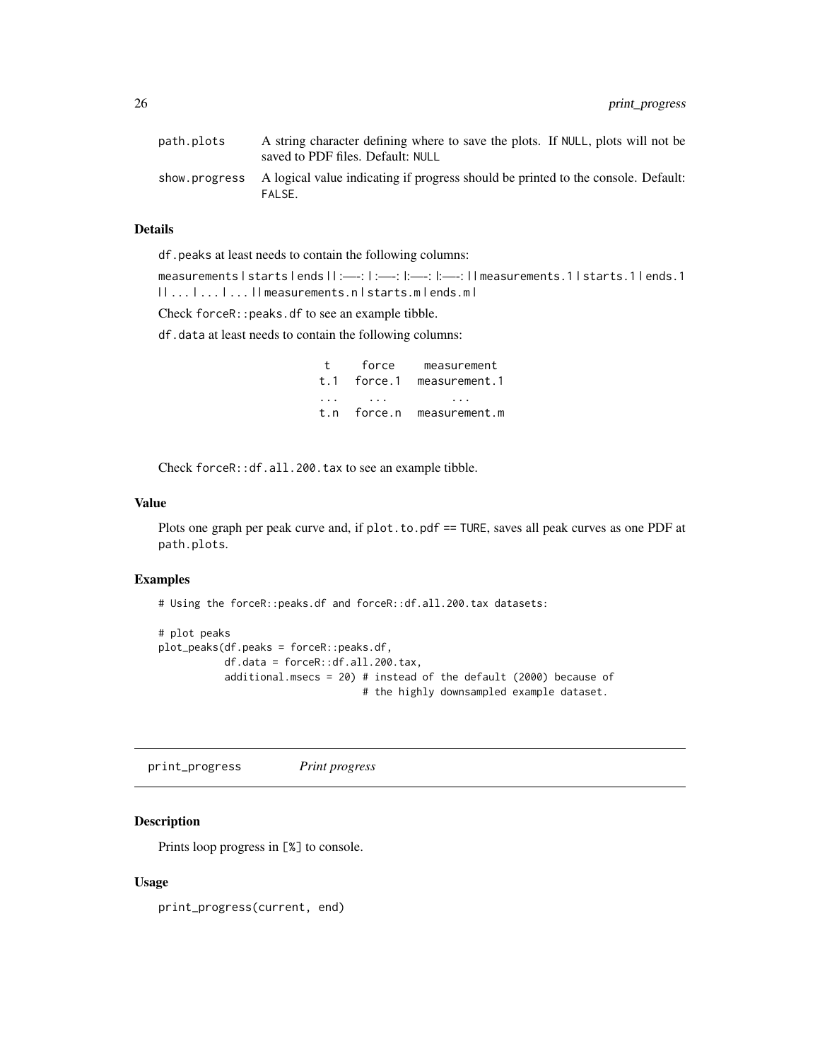| | |
|---|---|
| path.plots | A string character defining where to save the plots. If NULL, plots will not be saved to PDF files. Default: NULL |
| show.progress | A logical value indicating if progress should be printed to the console. Default: FALSE. |

### Details

df.peaks at least needs to contain the following columns:

measurements | starts | ends | | :—-: | :—-: |:—-: |:—-: | | measurements.1 | starts.1 | ends.1 | | ... | ... | ... | | measurements.n | starts.m | ends.m |

Check forceR::peaks.df to see an example tibble.

df.data at least needs to contain the following columns:

| t | force | measurement |
|---|---|---|
| t.1 | force.1 | measurement.1 |
| ... | ... | ... |
| t.n | force.n | measurement.m |

Check forceR::df.all.200.tax to see an example tibble.

### Value

Plots one graph per peak curve and, if plot.to.pdf == TURE, saves all peak curves as one PDF at path.plots.

### Examples

```
# Using the forceR::peaks.df and forceR::df.all.200.tax datasets:

# plot peaks
plot_peaks(df.peaks = forceR::peaks.df,
           df.data = forceR::df.all.200.tax,
           additional.msecs = 20) # instead of the default (2000) because of
                                  # the highly downsampled example dataset.
```

---

## print_progress *Print progress*

### Description

Prints loop progress in [%] to console.

### Usage

```
print_progress(current, end)
```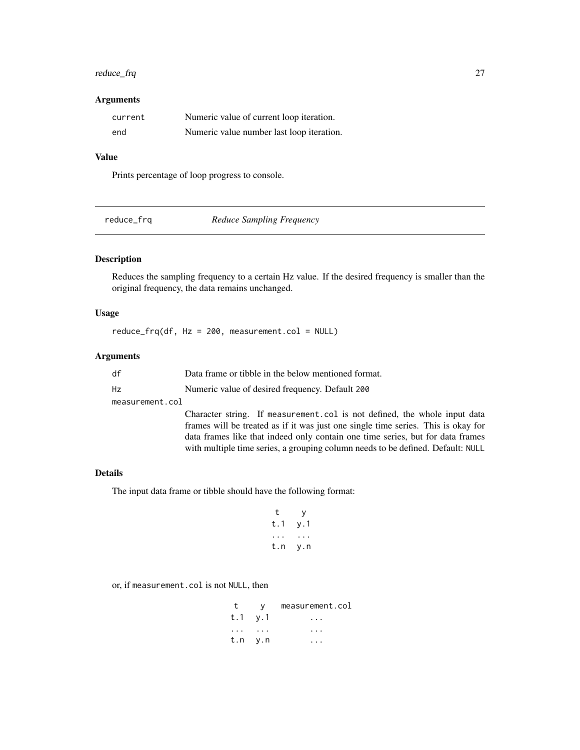### Arguments

| | |
|---|---|
| `current` | Numeric value of current loop iteration. |
| `end` | Numeric value number last loop iteration. |

### Value

Prints percentage of loop progress to console.

---

## reduce_frq — *Reduce Sampling Frequency*

### Description

Reduces the sampling frequency to a certain Hz value. If the desired frequency is smaller than the original frequency, the data remains unchanged.

### Usage

```
reduce_frq(df, Hz = 200, measurement.col = NULL)
```

### Arguments

| | |
|---|---|
| `df` | Data frame or tibble in the below mentioned format. |
| `Hz` | Numeric value of desired frequency. Default `200` |
| `measurement.col` | Character string. If `measurement.col` is not defined, the whole input data frames will be treated as if it was just one single time series. This is okay for data frames like that indeed only contain one time series, but for data frames with multiple time series, a grouping column needs to be defined. Default: `NULL` |

### Details

The input data frame or tibble should have the following format:

```
 t    y
t.1  y.1
...  ...
t.n  y.n
```

or, if `measurement.col` is not `NULL`, then

```
 t    y   measurement.col
t.1  y.1        ...
...  ...        ...
t.n  y.n        ...
```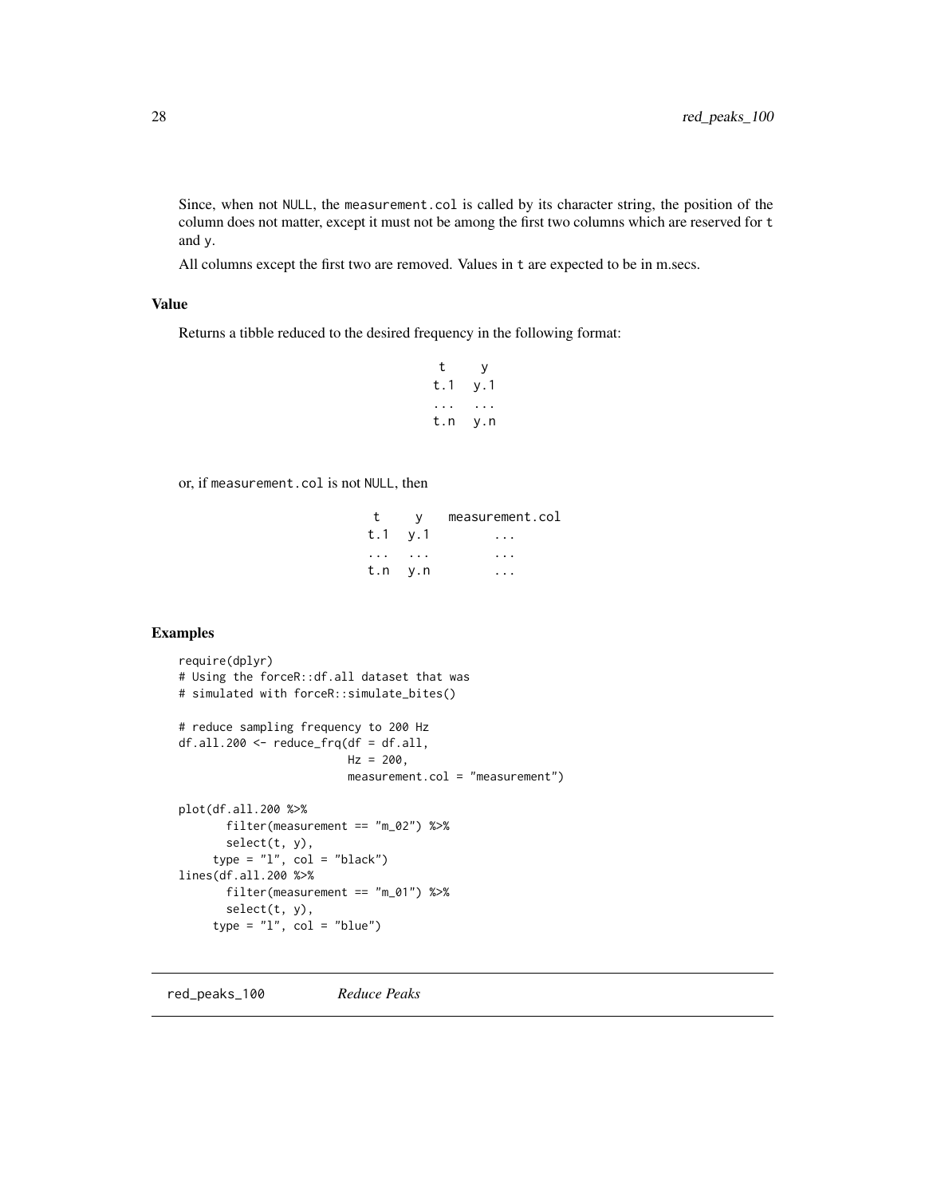Since, when not NULL, the measurement.col is called by its character string, the position of the column does not matter, except it must not be among the first two columns which are reserved for t and y.

All columns except the first two are removed. Values in t are expected to be in m.secs.

### Value

Returns a tibble reduced to the desired frequency in the following format:

```
 t    y
t.1  y.1
...  ...
t.n  y.n
```

or, if measurement.col is not NULL, then

```
 t    y   measurement.col
t.1  y.1        ...
...  ...        ...
t.n  y.n        ...
```

### Examples

```
require(dplyr)
# Using the forceR::df.all dataset that was
# simulated with forceR::simulate_bites()

# reduce sampling frequency to 200 Hz
df.all.200 <- reduce_frq(df = df.all,
                         Hz = 200,
                         measurement.col = "measurement")

plot(df.all.200 %>%
       filter(measurement == "m_02") %>%
       select(t, y),
     type = "l", col = "black")
lines(df.all.200 %>%
       filter(measurement == "m_01") %>%
       select(t, y),
     type = "l", col = "blue")
```

---

## red_peaks_100 *Reduce Peaks*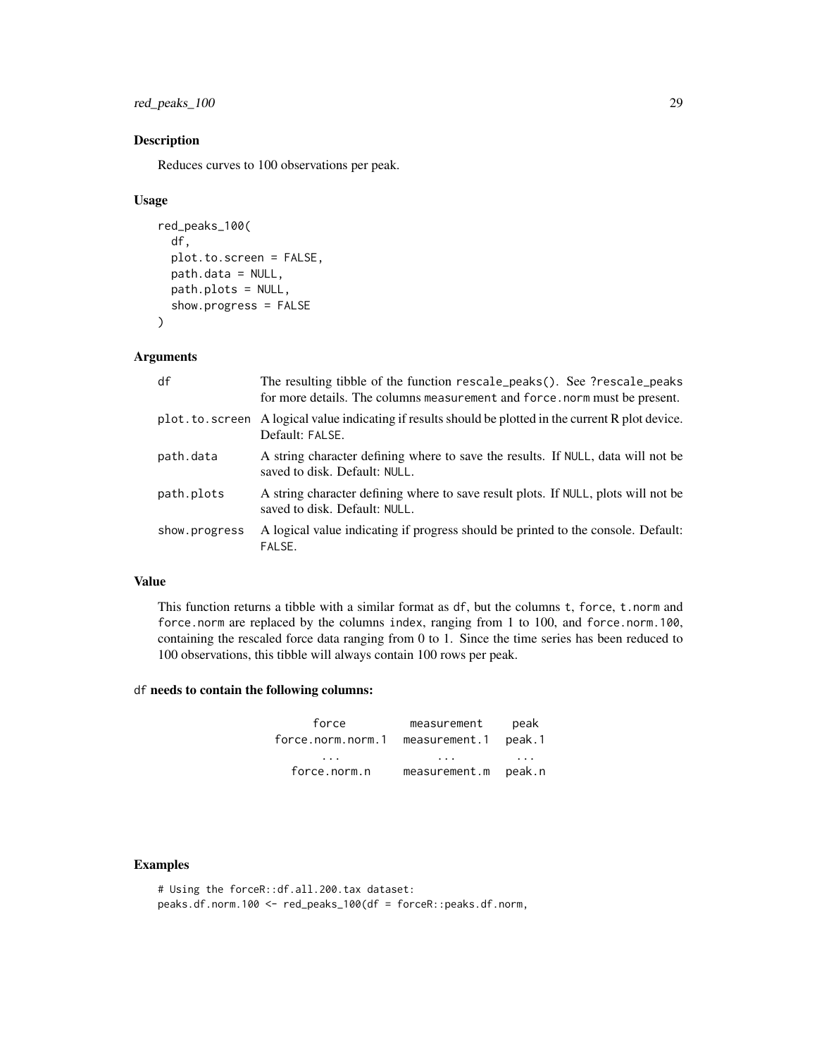## Description

Reduces curves to 100 observations per peak.

## Usage

```
red_peaks_100(
  df,
  plot.to.screen = FALSE,
  path.data = NULL,
  path.plots = NULL,
  show.progress = FALSE
)
```

## Arguments

| | |
|---|---|
| df | The resulting tibble of the function rescale_peaks(). See ?rescale_peaks for more details. The columns measurement and force.norm must be present. |
| plot.to.screen | A logical value indicating if results should be plotted in the current R plot device. Default: FALSE. |
| path.data | A string character defining where to save the results. If NULL, data will not be saved to disk. Default: NULL. |
| path.plots | A string character defining where to save result plots. If NULL, plots will not be saved to disk. Default: NULL. |
| show.progress | A logical value indicating if progress should be printed to the console. Default: FALSE. |

## Value

This function returns a tibble with a similar format as df, but the columns t, force, t.norm and force.norm are replaced by the columns index, ranging from 1 to 100, and force.norm.100, containing the rescaled force data ranging from 0 to 1. Since the time series has been reduced to 100 observations, this tibble will always contain 100 rows per peak.

### df needs to contain the following columns:

| force | measurement | peak |
|---|---|---|
| force.norm.norm.1 | measurement.1 | peak.1 |
| ... | ... | ... |
| force.norm.n | measurement.m | peak.n |

## Examples

```
# Using the forceR::df.all.200.tax dataset:
peaks.df.norm.100 <- red_peaks_100(df = forceR::peaks.df.norm,
```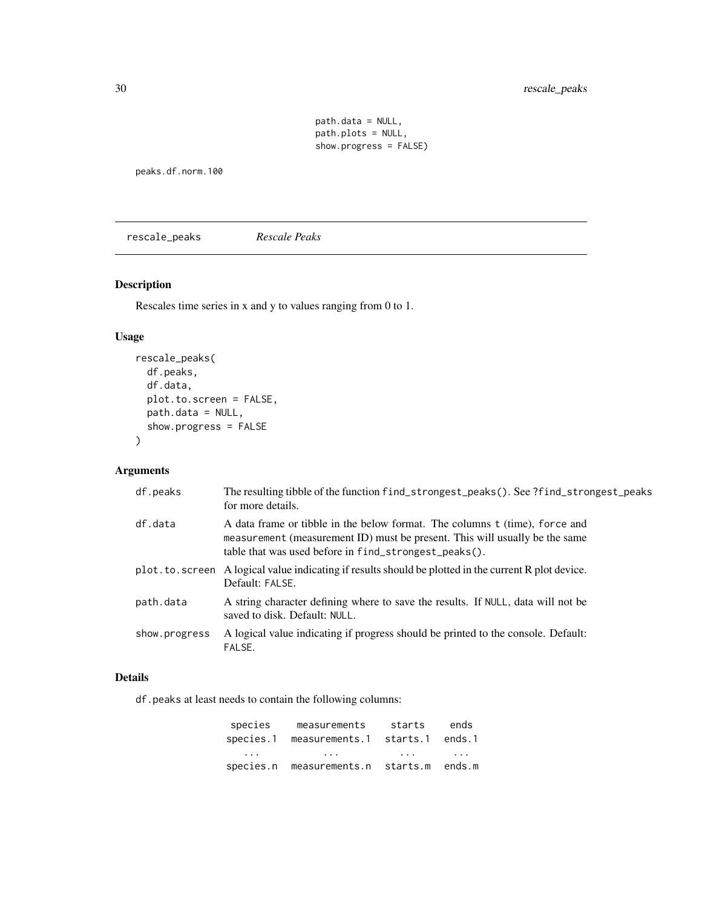```
                    path.data = NULL,
                    path.plots = NULL,
                    show.progress = FALSE)
```

```
peaks.df.norm.100
```

---

## rescale_peaks *Rescale Peaks*

---

### Description

Rescales time series in x and y to values ranging from 0 to 1.

### Usage

```
rescale_peaks(
  df.peaks,
  df.data,
  plot.to.screen = FALSE,
  path.data = NULL,
  show.progress = FALSE
)
```

### Arguments

| | |
|---|---|
| df.peaks | The resulting tibble of the function find_strongest_peaks(). See ?find_strongest_peaks for more details. |
| df.data | A data frame or tibble in the below format. The columns t (time), force and measurement (measurement ID) must be present. This will usually be the same table that was used before in find_strongest_peaks(). |
| plot.to.screen | A logical value indicating if results should be plotted in the current R plot device. Default: FALSE. |
| path.data | A string character defining where to save the results. If NULL, data will not be saved to disk. Default: NULL. |
| show.progress | A logical value indicating if progress should be printed to the console. Default: FALSE. |

### Details

df.peaks at least needs to contain the following columns:

| species | measurements | starts | ends |
|---|---|---|---|
| species.1 | measurements.1 | starts.1 | ends.1 |
| ... | ... | ... | ... |
| species.n | measurements.n | starts.m | ends.m |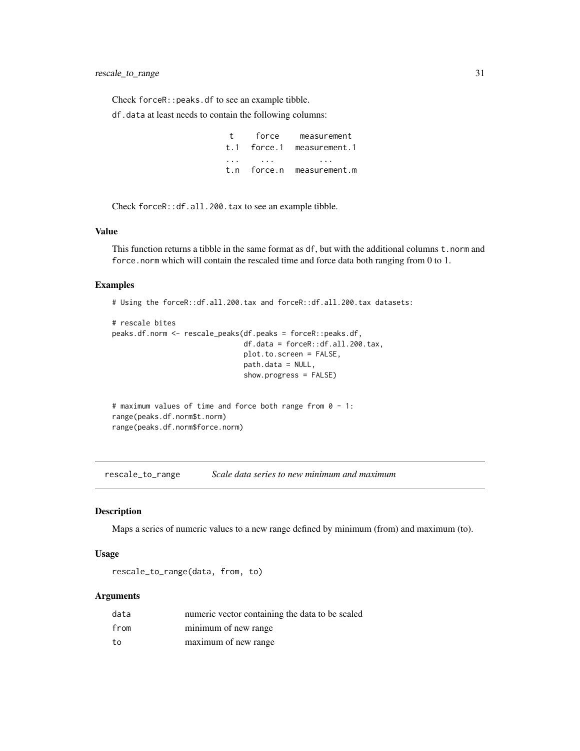Check `forceR::peaks.df` to see an example tibble.

`df.data` at least needs to contain the following columns:

```
 t     force    measurement
t.1   force.1   measurement.1
...    ...          ...
t.n   force.n   measurement.m
```

Check `forceR::df.all.200.tax` to see an example tibble.

### Value

This function returns a tibble in the same format as `df`, but with the additional columns `t.norm` and `force.norm` which will contain the rescaled time and force data both ranging from 0 to 1.

### Examples

```
# Using the forceR::df.all.200.tax and forceR::df.all.200.tax datasets:

# rescale bites
peaks.df.norm <- rescale_peaks(df.peaks = forceR::peaks.df,
                               df.data = forceR::df.all.200.tax,
                               plot.to.screen = FALSE,
                               path.data = NULL,
                               show.progress = FALSE)


# maximum values of time and force both range from 0 - 1:
range(peaks.df.norm$t.norm)
range(peaks.df.norm$force.norm)
```

---

## rescale_to_range    *Scale data series to new minimum and maximum*

### Description

Maps a series of numeric values to a new range defined by minimum (from) and maximum (to).

### Usage

```
rescale_to_range(data, from, to)
```

### Arguments

| | |
|---|---|
| data | numeric vector containing the data to be scaled |
| from | minimum of new range |
| to | maximum of new range |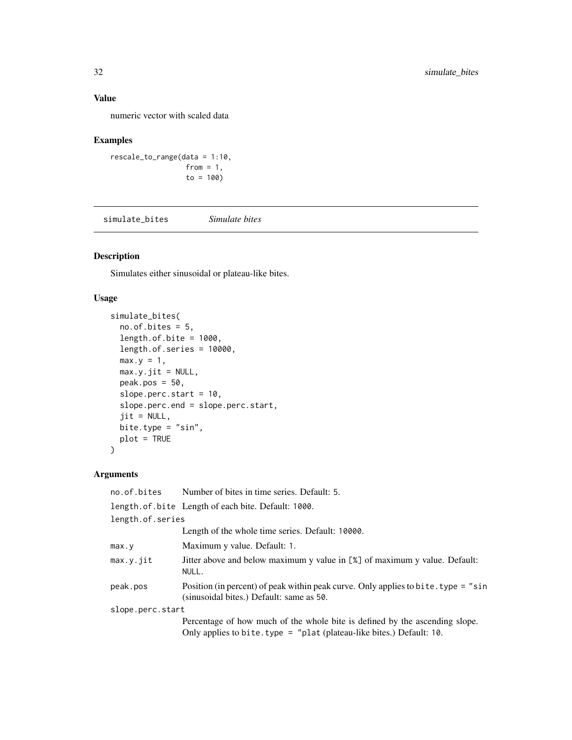## Value

numeric vector with scaled data

## Examples

```
rescale_to_range(data = 1:10,
                 from = 1,
                 to = 100)
```

---

# simulate_bites    *Simulate bites*

## Description

Simulates either sinusoidal or plateau-like bites.

## Usage

```
simulate_bites(
  no.of.bites = 5,
  length.of.bite = 1000,
  length.of.series = 10000,
  max.y = 1,
  max.y.jit = NULL,
  peak.pos = 50,
  slope.perc.start = 10,
  slope.perc.end = slope.perc.start,
  jit = NULL,
  bite.type = "sin",
  plot = TRUE
)
```

## Arguments

| | |
|---|---|
| `no.of.bites` | Number of bites in time series. Default: `5`. |
| `length.of.bite` | Length of each bite. Default: `1000`. |
| `length.of.series` | Length of the whole time series. Default: `10000`. |
| `max.y` | Maximum y value. Default: `1`. |
| `max.y.jit` | Jitter above and below maximum y value in `[%]` of maximum y value. Default: `NULL`. |
| `peak.pos` | Position (in percent) of peak within peak curve. Only applies to `bite.type = "sin` (sinusoidal bites.) Default: same as `50`. |
| `slope.perc.start` | Percentage of how much of the whole bite is defined by the ascending slope. Only applies to `bite.type = "plat` (plateau-like bites.) Default: `10`. |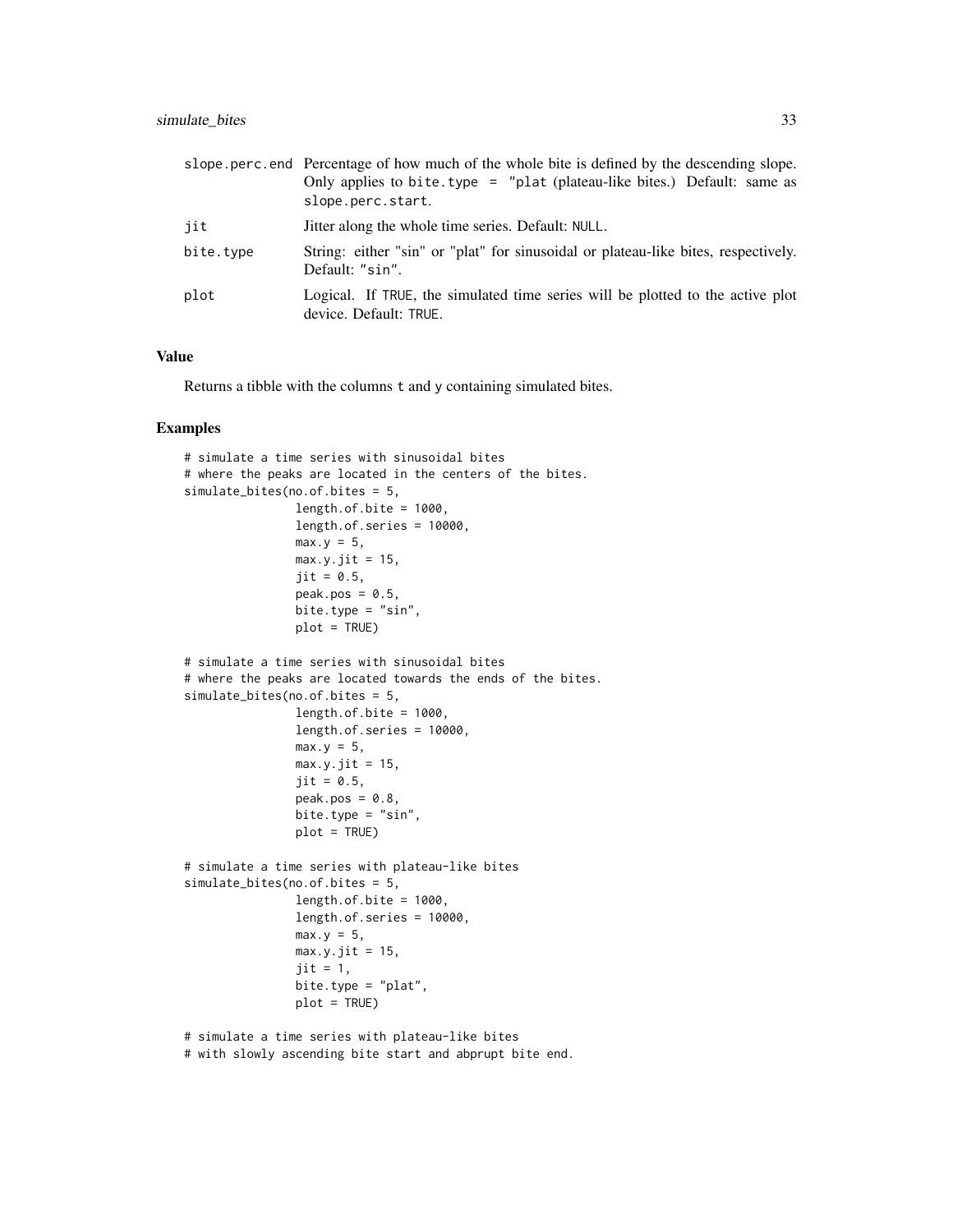| | |
|---|---|
| slope.perc.end | Percentage of how much of the whole bite is defined by the descending slope. Only applies to bite.type = "plat (plateau-like bites.) Default: same as slope.perc.start. |
| jit | Jitter along the whole time series. Default: NULL. |
| bite.type | String: either "sin" or "plat" for sinusoidal or plateau-like bites, respectively. Default: "sin". |
| plot | Logical. If TRUE, the simulated time series will be plotted to the active plot device. Default: TRUE. |

## Value

Returns a tibble with the columns t and y containing simulated bites.

## Examples

```
# simulate a time series with sinusoidal bites
# where the peaks are located in the centers of the bites.
simulate_bites(no.of.bites = 5,
               length.of.bite = 1000,
               length.of.series = 10000,
               max.y = 5,
               max.y.jit = 15,
               jit = 0.5,
               peak.pos = 0.5,
               bite.type = "sin",
               plot = TRUE)

# simulate a time series with sinusoidal bites
# where the peaks are located towards the ends of the bites.
simulate_bites(no.of.bites = 5,
               length.of.bite = 1000,
               length.of.series = 10000,
               max.y = 5,
               max.y.jit = 15,
               jit = 0.5,
               peak.pos = 0.8,
               bite.type = "sin",
               plot = TRUE)

# simulate a time series with plateau-like bites
simulate_bites(no.of.bites = 5,
               length.of.bite = 1000,
               length.of.series = 10000,
               max.y = 5,
               max.y.jit = 15,
               jit = 1,
               bite.type = "plat",
               plot = TRUE)

# simulate a time series with plateau-like bites
# with slowly ascending bite start and abprupt bite end.
```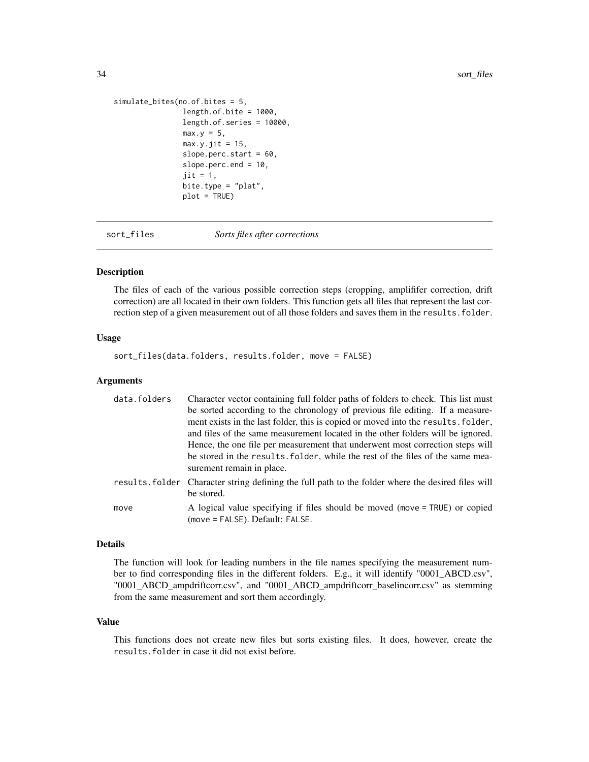```
simulate_bites(no.of.bites = 5,
               length.of.bite = 1000,
               length.of.series = 10000,
               max.y = 5,
               max.y.jit = 15,
               slope.perc.start = 60,
               slope.perc.end = 10,
               jit = 1,
               bite.type = "plat",
               plot = TRUE)
```

---

## sort_files *Sorts files after corrections*

### Description

The files of each of the various possible correction steps (cropping, amplififer correction, drift correction) are all located in their own folders. This function gets all files that represent the last correction step of a given measurement out of all those folders and saves them in the `results.folder`.

### Usage

```
sort_files(data.folders, results.folder, move = FALSE)
```

### Arguments

| | |
|---|---|
| data.folders | Character vector containing full folder paths of folders to check. This list must be sorted according to the chronology of previous file editing. If a measurement exists in the last folder, this is copied or moved into the `results.folder`, and files of the same measurement located in the other folders will be ignored. Hence, the one file per measurement that underwent most correction steps will be stored in the `results.folder`, while the rest of the files of the same measurement remain in place. |
| results.folder | Character string defining the full path to the folder where the desired files will be stored. |
| move | A logical value specifying if files should be moved (`move = TRUE`) or copied (`move = FALSE`). Default: `FALSE`. |

### Details

The function will look for leading numbers in the file names specifying the measurement number to find corresponding files in the different folders. E.g., it will identify "0001_ABCD.csv", "0001_ABCD_ampdriftcorr.csv", and "0001_ABCD_ampdriftcorr_baselincorr.csv" as stemming from the same measurement and sort them accordingly.

### Value

This functions does not create new files but sorts existing files. It does, however, create the `results.folder` in case it did not exist before.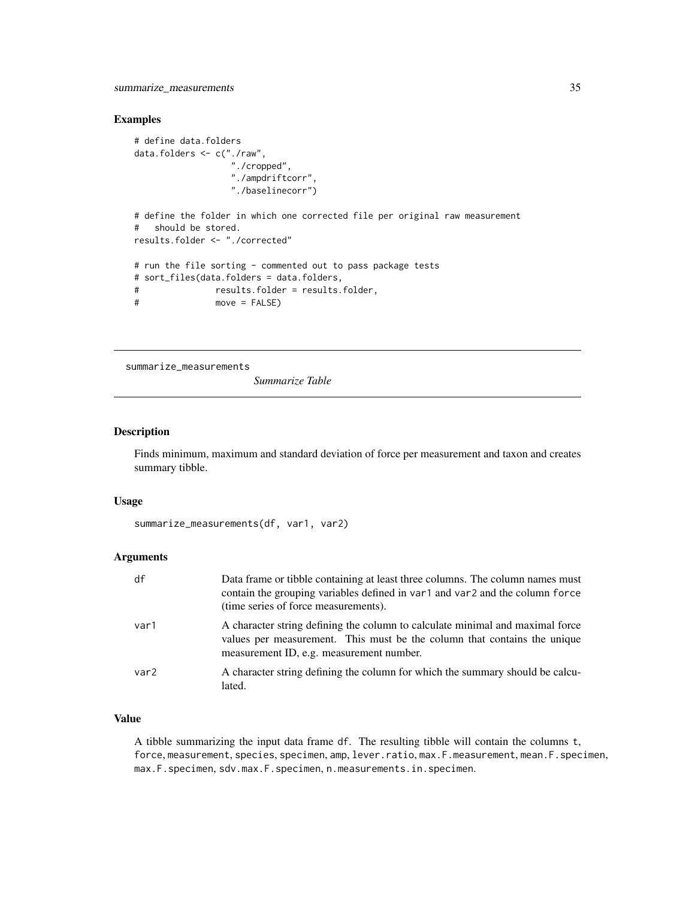### Examples

```
# define data.folders
data.folders <- c("./raw",
                  "./cropped",
                  "./ampdriftcorr",
                  "./baselinecorr")

# define the folder in which one corrected file per original raw measurement
#   should be stored.
results.folder <- "./corrected"

# run the file sorting - commented out to pass package tests
# sort_files(data.folders = data.folders,
#              results.folder = results.folder,
#              move = FALSE)
```

---

## summarize_measurements    *Summarize Table*

---

### Description

Finds minimum, maximum and standard deviation of force per measurement and taxon and creates summary tibble.

### Usage

```
summarize_measurements(df, var1, var2)
```

### Arguments

| | |
|---|---|
| df | Data frame or tibble containing at least three columns. The column names must contain the grouping variables defined in var1 and var2 and the column force (time series of force measurements). |
| var1 | A character string defining the column to calculate minimal and maximal force values per measurement. This must be the column that contains the unique measurement ID, e.g. measurement number. |
| var2 | A character string defining the column for which the summary should be calculated. |

### Value

A tibble summarizing the input data frame df. The resulting tibble will contain the columns t, force, measurement, species, specimen, amp, lever.ratio, max.F.measurement, mean.F.specimen, max.F.specimen, sdv.max.F.specimen, n.measurements.in.specimen.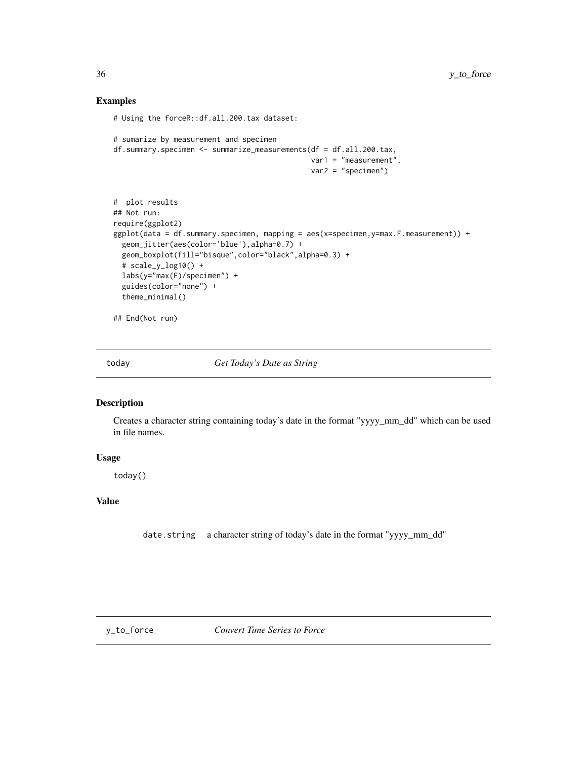## Examples

```
# Using the forceR::df.all.200.tax dataset:

# sumarize by measurement and specimen
df.summary.specimen <- summarize_measurements(df = df.all.200.tax,
                                              var1 = "measurement",
                                              var2 = "specimen")


#  plot results
## Not run:
require(ggplot2)
ggplot(data = df.summary.specimen, mapping = aes(x=specimen,y=max.F.measurement)) +
  geom_jitter(aes(color='blue'),alpha=0.7) +
  geom_boxplot(fill="bisque",color="black",alpha=0.3) +
  # scale_y_log10() +
  labs(y="max(F)/specimen") +
  guides(color="none") +
  theme_minimal()

## End(Not run)
```

---

# today — *Get Today's Date as String*

## Description

Creates a character string containing today's date in the format "yyyy_mm_dd" which can be used in file names.

## Usage

```
today()
```

## Value

`date.string` a character string of today's date in the format "yyyy_mm_dd"

---

# y_to_force — *Convert Time Series to Force*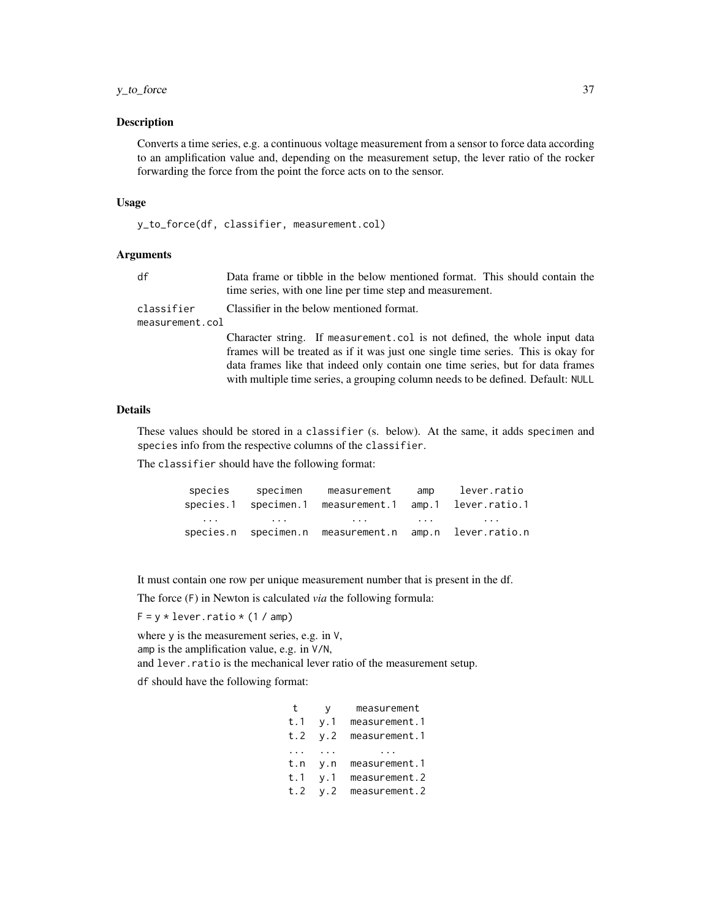## Description

Converts a time series, e.g. a continuous voltage measurement from a sensor to force data according to an amplification value and, depending on the measurement setup, the lever ratio of the rocker forwarding the force from the point the force acts on to the sensor.

## Usage

```
y_to_force(df, classifier, measurement.col)
```

## Arguments

| | |
|---|---|
| `df` | Data frame or tibble in the below mentioned format. This should contain the time series, with one line per time step and measurement. |
| `classifier` | Classifier in the below mentioned format. |
| `measurement.col` | Character string. If `measurement.col` is not defined, the whole input data frames will be treated as if it was just one single time series. This is okay for data frames like that indeed only contain one time series, but for data frames with multiple time series, a grouping column needs to be defined. Default: `NULL` |

## Details

These values should be stored in a `classifier` (s. below). At the same, it adds `specimen` and `species` info from the respective columns of the `classifier`.

The `classifier` should have the following format:

| species | specimen | measurement | amp | lever.ratio |
|---|---|---|---|---|
| species.1 | specimen.1 | measurement.1 | amp.1 | lever.ratio.1 |
| ... | ... | ... | ... | ... |
| species.n | specimen.n | measurement.n | amp.n | lever.ratio.n |

It must contain one row per unique measurement number that is present in the df.

The force (`F`) in Newton is calculated *via* the following formula:

`F = y * lever.ratio * (1 / amp)`

where `y` is the measurement series, e.g. in `V`,
`amp` is the amplification value, e.g. in `V/N`,
and `lever.ratio` is the mechanical lever ratio of the measurement setup.

`df` should have the following format:

| t | y | measurement |
|---|---|---|
| t.1 | y.1 | measurement.1 |
| t.2 | y.2 | measurement.1 |
| ... | ... | ... |
| t.n | y.n | measurement.1 |
| t.1 | y.1 | measurement.2 |
| t.2 | y.2 | measurement.2 |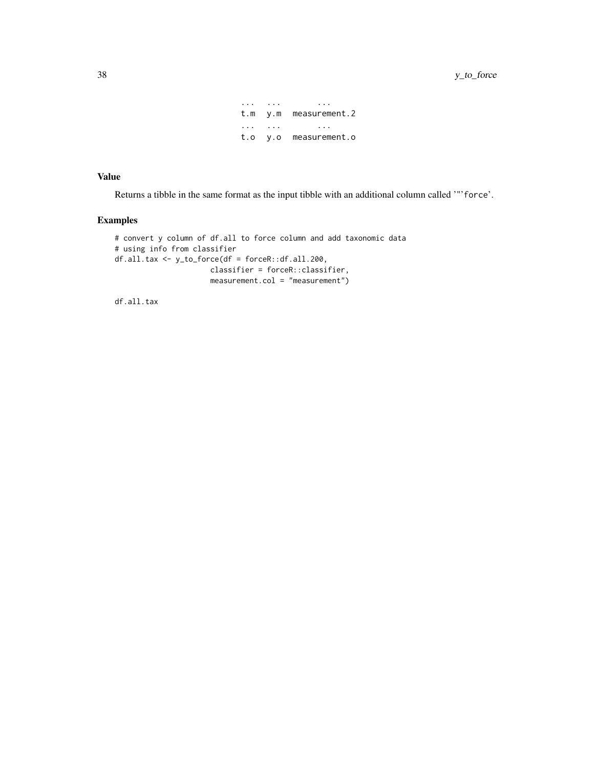```
...   ...        ...
t.m   y.m   measurement.2
...   ...        ...
t.o   y.o   measurement.o
```

## Value

Returns a tibble in the same format as the input tibble with an additional column called '"'force'.

## Examples

```
# convert y column of df.all to force column and add taxonomic data
# using info from classifier
df.all.tax <- y_to_force(df = forceR::df.all.200,
                         classifier = forceR::classifier,
                         measurement.col = "measurement")

df.all.tax
```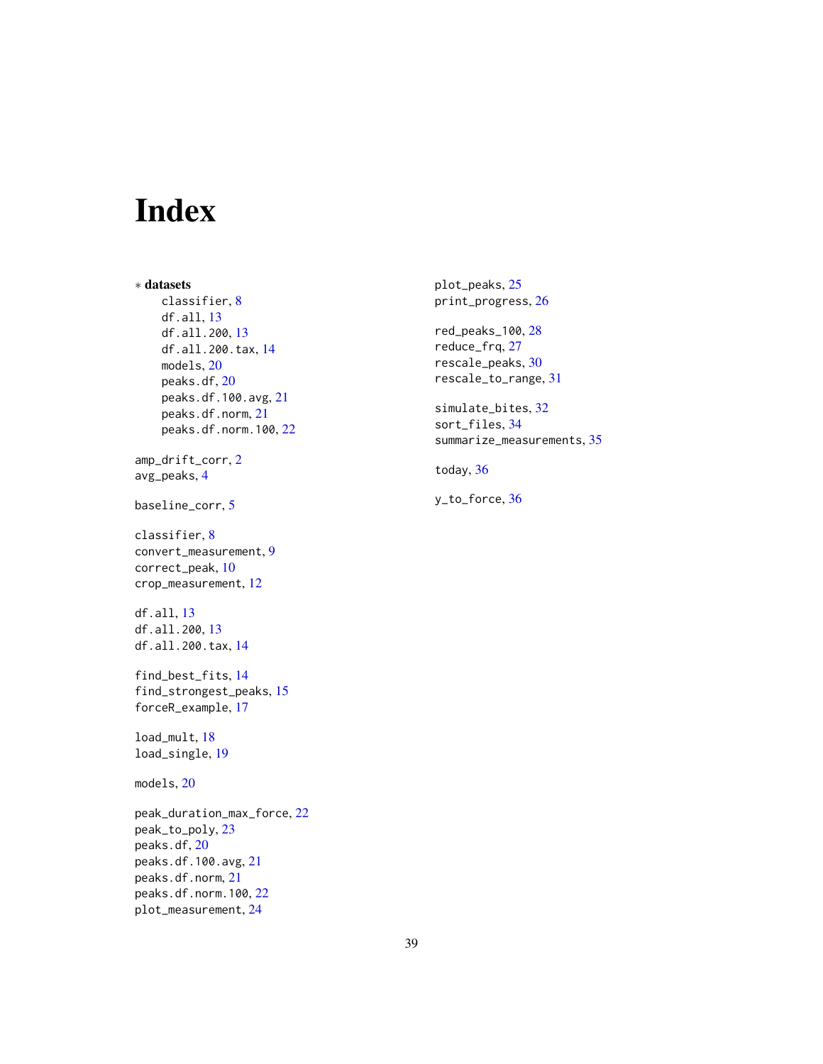# Index

∗ **datasets**

classifier, 8
df.all, 13
df.all.200, 13
df.all.200.tax, 14
models, 20
peaks.df, 20
peaks.df.100.avg, 21
peaks.df.norm, 21
peaks.df.norm.100, 22

amp_drift_corr, 2
avg_peaks, 4

baseline_corr, 5

classifier, 8
convert_measurement, 9
correct_peak, 10
crop_measurement, 12

df.all, 13
df.all.200, 13
df.all.200.tax, 14

find_best_fits, 14
find_strongest_peaks, 15
forceR_example, 17

load_mult, 18
load_single, 19

models, 20

peak_duration_max_force, 22
peak_to_poly, 23
peaks.df, 20
peaks.df.100.avg, 21
peaks.df.norm, 21
peaks.df.norm.100, 22
plot_measurement, 24
plot_peaks, 25
print_progress, 26

red_peaks_100, 28
reduce_frq, 27
rescale_peaks, 30
rescale_to_range, 31

simulate_bites, 32
sort_files, 34
summarize_measurements, 35

today, 36

y_to_force, 36